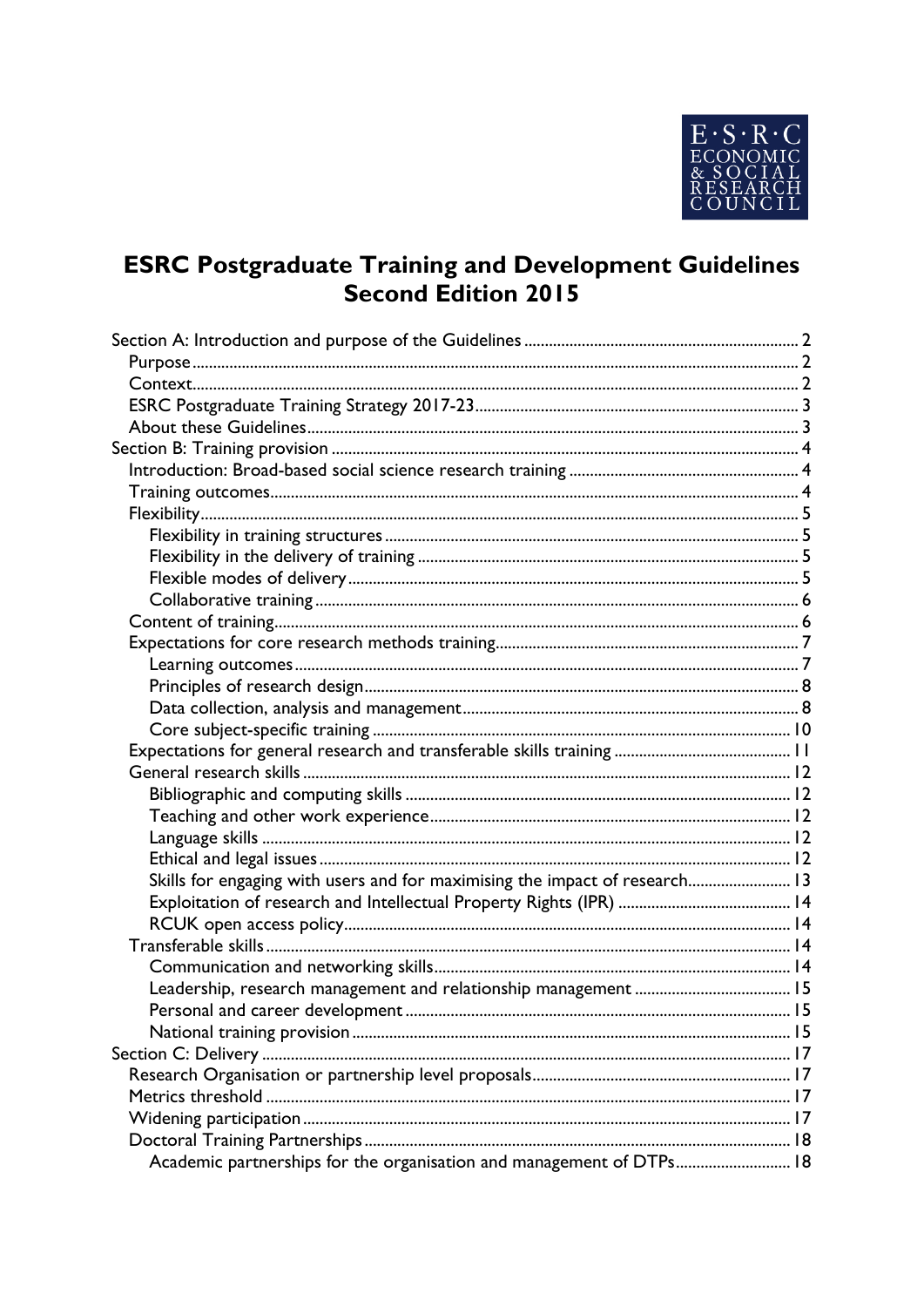# ESRC Postgraduate Training and Development Guidelines Second Edition 2015

- Section A: Introduction and purpose of the Guidelines ..... 2
  - Purpose ..... 2
  - Context ..... 2
  - ESRC Postgraduate Training Strategy 2017-23 ..... 3
  - About these Guidelines ..... 3
- Section B: Training provision ..... 4
  - Introduction: Broad-based social science research training ..... 4
  - Training outcomes ..... 4
  - Flexibility ..... 5
    - Flexibility in training structures ..... 5
    - Flexibility in the delivery of training ..... 5
    - Flexible modes of delivery ..... 5
    - Collaborative training ..... 6
  - Content of training ..... 6
  - Expectations for core research methods training ..... 7
    - Learning outcomes ..... 7
    - Principles of research design ..... 8
    - Data collection, analysis and management ..... 8
    - Core subject-specific training ..... 10
  - Expectations for general research and transferable skills training ..... 11
  - General research skills ..... 12
    - Bibliographic and computing skills ..... 12
    - Teaching and other work experience ..... 12
    - Language skills ..... 12
    - Ethical and legal issues ..... 12
    - Skills for engaging with users and for maximising the impact of research ..... 13
    - Exploitation of research and Intellectual Property Rights (IPR) ..... 14
    - RCUK open access policy ..... 14
  - Transferable skills ..... 14
    - Communication and networking skills ..... 14
    - Leadership, research management and relationship management ..... 15
    - Personal and career development ..... 15
    - National training provision ..... 15
- Section C: Delivery ..... 17
  - Research Organisation or partnership level proposals ..... 17
  - Metrics threshold ..... 17
  - Widening participation ..... 17
  - Doctoral Training Partnerships ..... 18
    - Academic partnerships for the organisation and management of DTPs ..... 18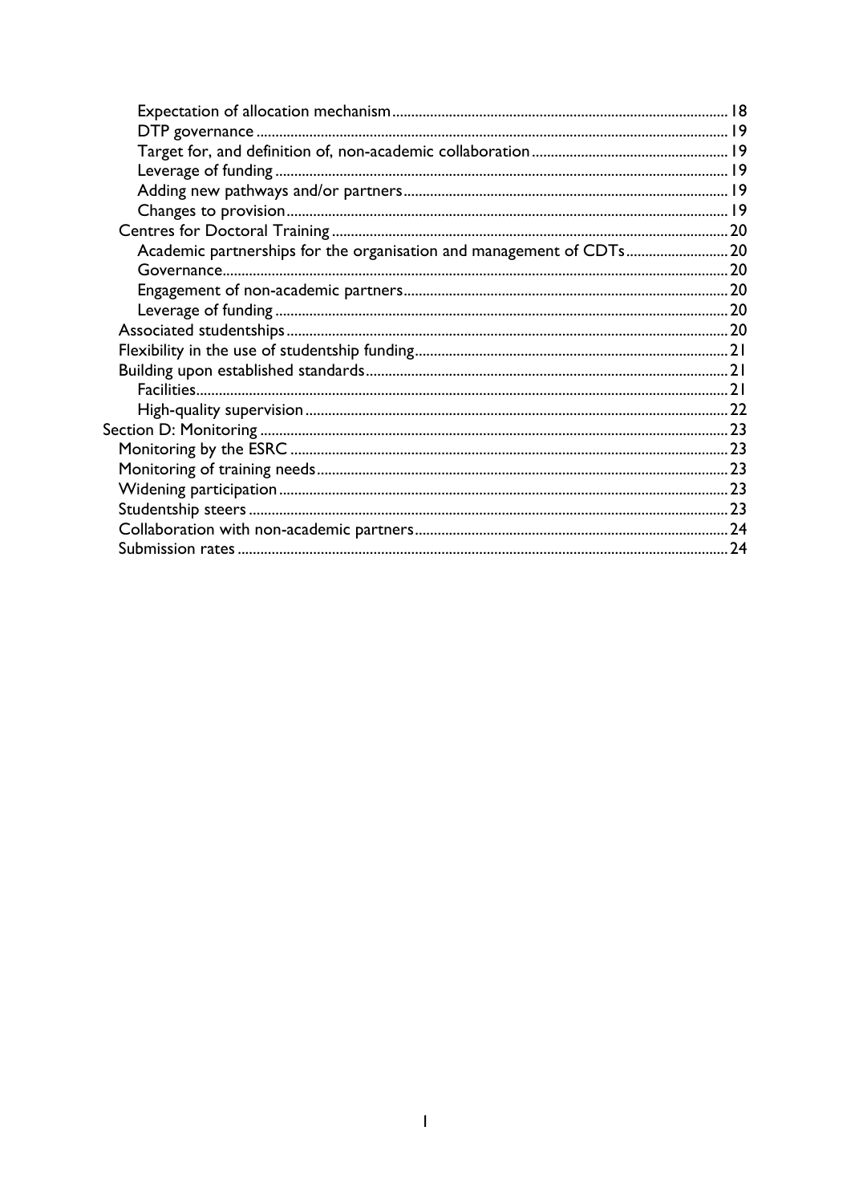- Expectation of allocation mechanism ........ 18
- DTP governance ........ 19
- Target for, and definition of, non-academic collaboration ........ 19
- Leverage of funding ........ 19
- Adding new pathways and/or partners ........ 19
- Changes to provision ........ 19

Centres for Doctoral Training ........ 20

- Academic partnerships for the organisation and management of CDTs ........ 20
- Governance ........ 20
- Engagement of non-academic partners ........ 20
- Leverage of funding ........ 20

Associated studentships ........ 20

Flexibility in the use of studentship funding ........ 21

Building upon established standards ........ 21

- Facilities ........ 21
- High-quality supervision ........ 22

Section D: Monitoring ........ 23

- Monitoring by the ESRC ........ 23
- Monitoring of training needs ........ 23
- Widening participation ........ 23
- Studentship steers ........ 23
- Collaboration with non-academic partners ........ 24
- Submission rates ........ 24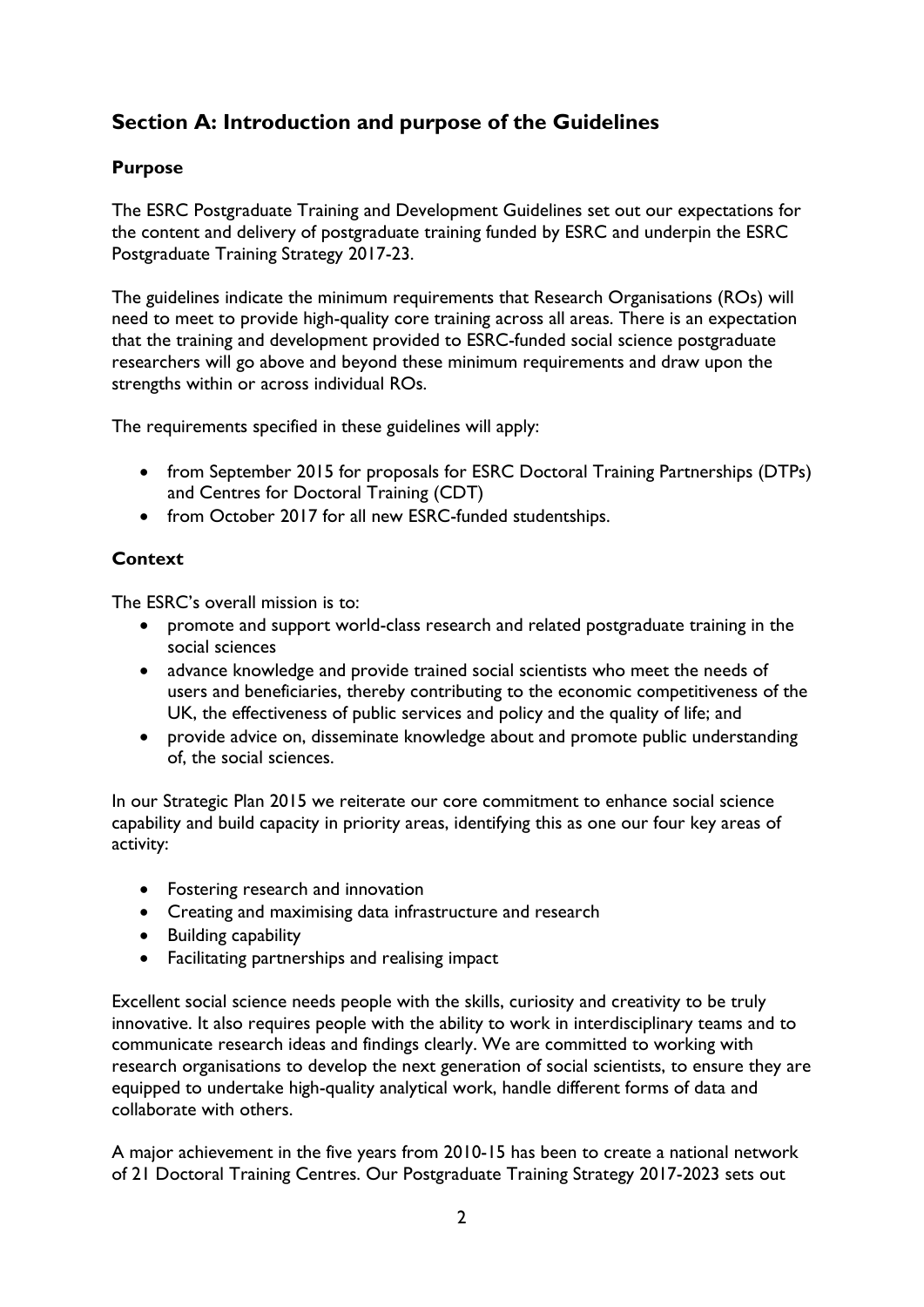## Section A: Introduction and purpose of the Guidelines

### Purpose

The ESRC Postgraduate Training and Development Guidelines set out our expectations for the content and delivery of postgraduate training funded by ESRC and underpin the ESRC Postgraduate Training Strategy 2017-23.

The guidelines indicate the minimum requirements that Research Organisations (ROs) will need to meet to provide high-quality core training across all areas. There is an expectation that the training and development provided to ESRC-funded social science postgraduate researchers will go above and beyond these minimum requirements and draw upon the strengths within or across individual ROs.

The requirements specified in these guidelines will apply:

- from September 2015 for proposals for ESRC Doctoral Training Partnerships (DTPs) and Centres for Doctoral Training (CDT)
- from October 2017 for all new ESRC-funded studentships.

### Context

The ESRC's overall mission is to:

- promote and support world-class research and related postgraduate training in the social sciences
- advance knowledge and provide trained social scientists who meet the needs of users and beneficiaries, thereby contributing to the economic competitiveness of the UK, the effectiveness of public services and policy and the quality of life; and
- provide advice on, disseminate knowledge about and promote public understanding of, the social sciences.

In our Strategic Plan 2015 we reiterate our core commitment to enhance social science capability and build capacity in priority areas, identifying this as one our four key areas of activity:

- Fostering research and innovation
- Creating and maximising data infrastructure and research
- Building capability
- Facilitating partnerships and realising impact

Excellent social science needs people with the skills, curiosity and creativity to be truly innovative. It also requires people with the ability to work in interdisciplinary teams and to communicate research ideas and findings clearly. We are committed to working with research organisations to develop the next generation of social scientists, to ensure they are equipped to undertake high-quality analytical work, handle different forms of data and collaborate with others.

A major achievement in the five years from 2010-15 has been to create a national network of 21 Doctoral Training Centres. Our Postgraduate Training Strategy 2017-2023 sets out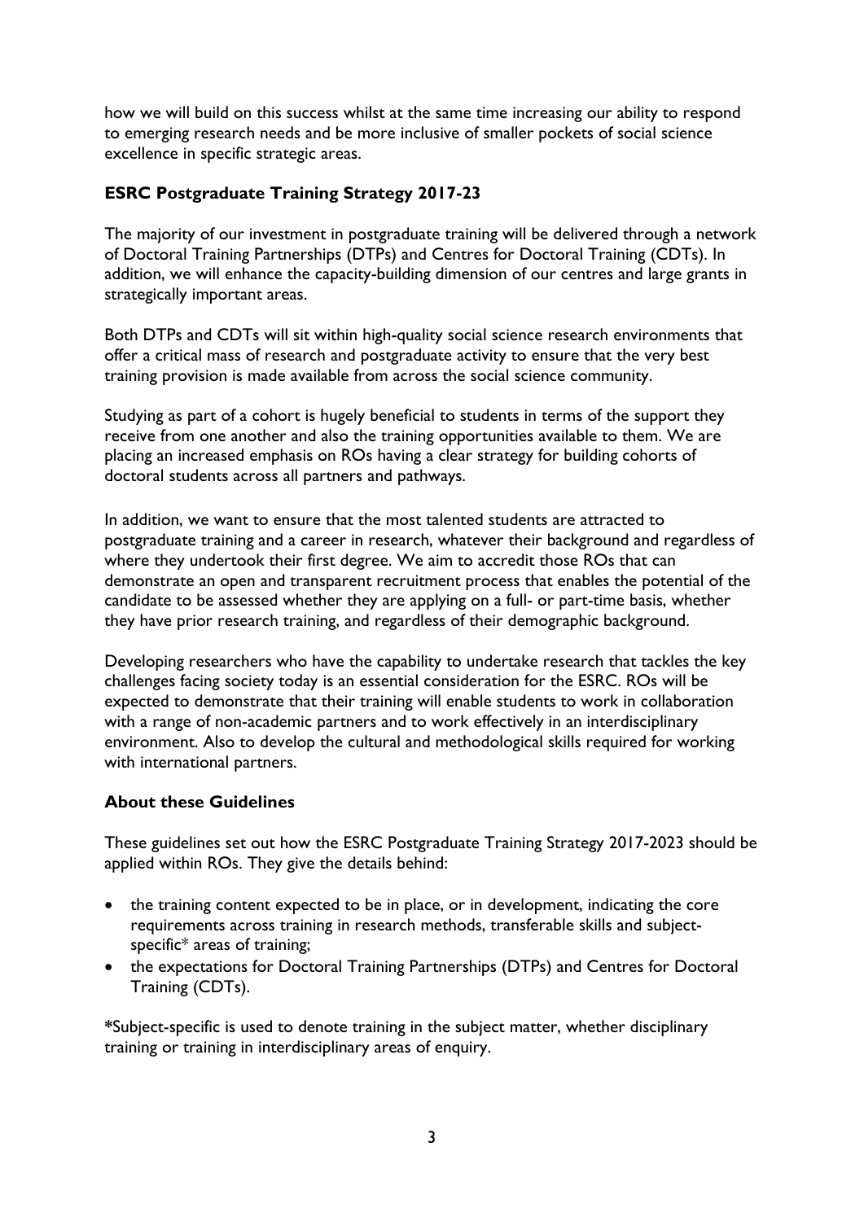how we will build on this success whilst at the same time increasing our ability to respond to emerging research needs and be more inclusive of smaller pockets of social science excellence in specific strategic areas.

## ESRC Postgraduate Training Strategy 2017-23

The majority of our investment in postgraduate training will be delivered through a network of Doctoral Training Partnerships (DTPs) and Centres for Doctoral Training (CDTs). In addition, we will enhance the capacity-building dimension of our centres and large grants in strategically important areas.

Both DTPs and CDTs will sit within high-quality social science research environments that offer a critical mass of research and postgraduate activity to ensure that the very best training provision is made available from across the social science community.

Studying as part of a cohort is hugely beneficial to students in terms of the support they receive from one another and also the training opportunities available to them. We are placing an increased emphasis on ROs having a clear strategy for building cohorts of doctoral students across all partners and pathways.

In addition, we want to ensure that the most talented students are attracted to postgraduate training and a career in research, whatever their background and regardless of where they undertook their first degree. We aim to accredit those ROs that can demonstrate an open and transparent recruitment process that enables the potential of the candidate to be assessed whether they are applying on a full- or part-time basis, whether they have prior research training, and regardless of their demographic background.

Developing researchers who have the capability to undertake research that tackles the key challenges facing society today is an essential consideration for the ESRC. ROs will be expected to demonstrate that their training will enable students to work in collaboration with a range of non-academic partners and to work effectively in an interdisciplinary environment. Also to develop the cultural and methodological skills required for working with international partners.

## About these Guidelines

These guidelines set out how the ESRC Postgraduate Training Strategy 2017-2023 should be applied within ROs. They give the details behind:

- the training content expected to be in place, or in development, indicating the core requirements across training in research methods, transferable skills and subject-specific* areas of training;
- the expectations for Doctoral Training Partnerships (DTPs) and Centres for Doctoral Training (CDTs).

*Subject-specific is used to denote training in the subject matter, whether disciplinary training or training in interdisciplinary areas of enquiry.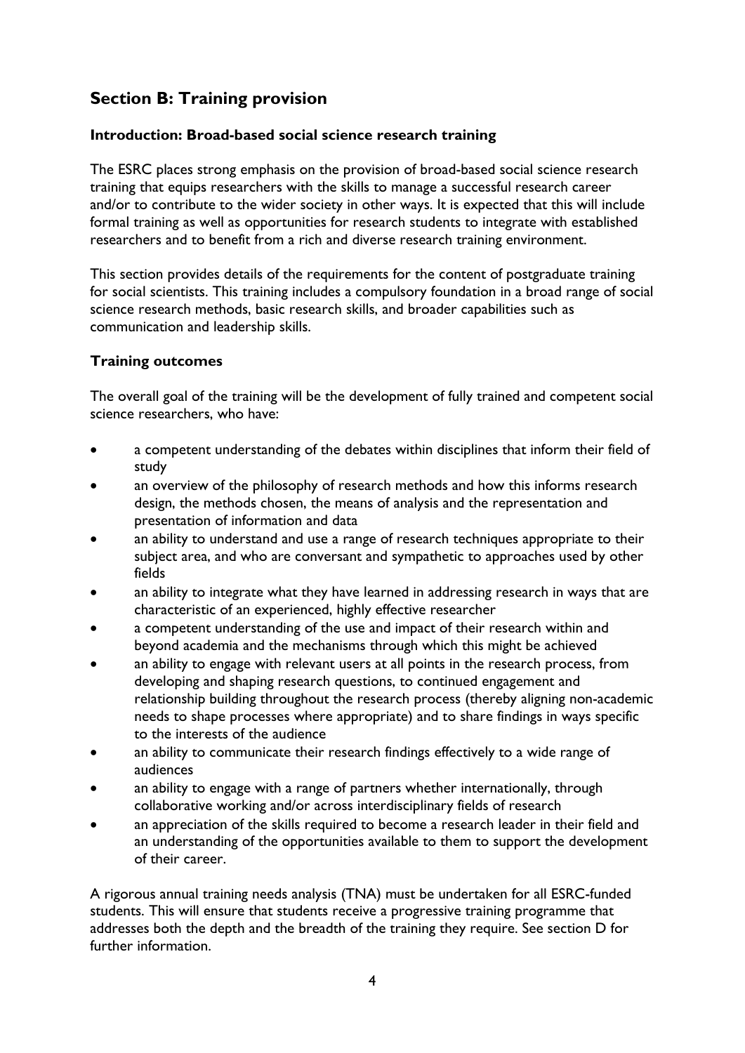## Section B: Training provision

### Introduction: Broad-based social science research training

The ESRC places strong emphasis on the provision of broad-based social science research training that equips researchers with the skills to manage a successful research career and/or to contribute to the wider society in other ways. It is expected that this will include formal training as well as opportunities for research students to integrate with established researchers and to benefit from a rich and diverse research training environment.

This section provides details of the requirements for the content of postgraduate training for social scientists. This training includes a compulsory foundation in a broad range of social science research methods, basic research skills, and broader capabilities such as communication and leadership skills.

### Training outcomes

The overall goal of the training will be the development of fully trained and competent social science researchers, who have:

- a competent understanding of the debates within disciplines that inform their field of study
- an overview of the philosophy of research methods and how this informs research design, the methods chosen, the means of analysis and the representation and presentation of information and data
- an ability to understand and use a range of research techniques appropriate to their subject area, and who are conversant and sympathetic to approaches used by other fields
- an ability to integrate what they have learned in addressing research in ways that are characteristic of an experienced, highly effective researcher
- a competent understanding of the use and impact of their research within and beyond academia and the mechanisms through which this might be achieved
- an ability to engage with relevant users at all points in the research process, from developing and shaping research questions, to continued engagement and relationship building throughout the research process (thereby aligning non-academic needs to shape processes where appropriate) and to share findings in ways specific to the interests of the audience
- an ability to communicate their research findings effectively to a wide range of audiences
- an ability to engage with a range of partners whether internationally, through collaborative working and/or across interdisciplinary fields of research
- an appreciation of the skills required to become a research leader in their field and an understanding of the opportunities available to them to support the development of their career.

A rigorous annual training needs analysis (TNA) must be undertaken for all ESRC-funded students. This will ensure that students receive a progressive training programme that addresses both the depth and the breadth of the training they require. See section D for further information.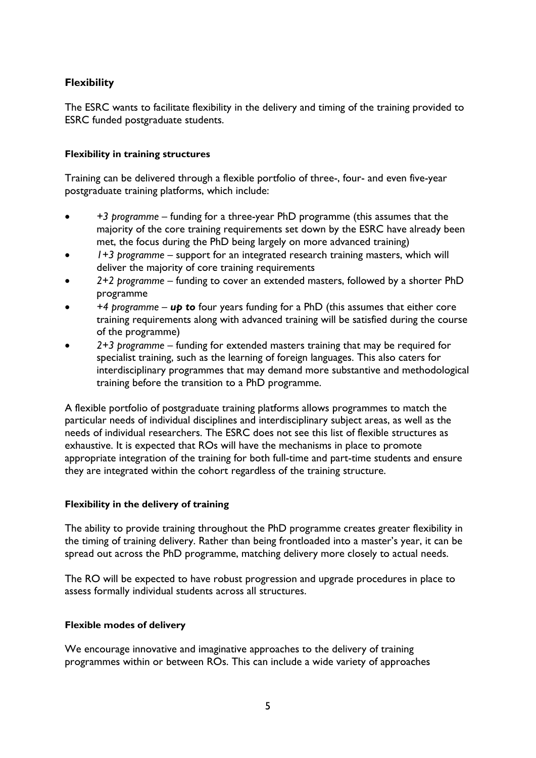## Flexibility

The ESRC wants to facilitate flexibility in the delivery and timing of the training provided to ESRC funded postgraduate students.

### Flexibility in training structures

Training can be delivered through a flexible portfolio of three-, four- and even five-year postgraduate training platforms, which include:

- *+3 programme* – funding for a three-year PhD programme (this assumes that the majority of the core training requirements set down by the ESRC have already been met, the focus during the PhD being largely on more advanced training)
- *1+3 programme* – support for an integrated research training masters, which will deliver the majority of core training requirements
- *2+2 programme* – funding to cover an extended masters, followed by a shorter PhD programme
- *+4 programme* – ***up to*** four years funding for a PhD (this assumes that either core training requirements along with advanced training will be satisfied during the course of the programme)
- *2+3 programme* – funding for extended masters training that may be required for specialist training, such as the learning of foreign languages. This also caters for interdisciplinary programmes that may demand more substantive and methodological training before the transition to a PhD programme.

A flexible portfolio of postgraduate training platforms allows programmes to match the particular needs of individual disciplines and interdisciplinary subject areas, as well as the needs of individual researchers. The ESRC does not see this list of flexible structures as exhaustive. It is expected that ROs will have the mechanisms in place to promote appropriate integration of the training for both full-time and part-time students and ensure they are integrated within the cohort regardless of the training structure.

### Flexibility in the delivery of training

The ability to provide training throughout the PhD programme creates greater flexibility in the timing of training delivery. Rather than being frontloaded into a master's year, it can be spread out across the PhD programme, matching delivery more closely to actual needs.

The RO will be expected to have robust progression and upgrade procedures in place to assess formally individual students across all structures.

### Flexible modes of delivery

We encourage innovative and imaginative approaches to the delivery of training programmes within or between ROs. This can include a wide variety of approaches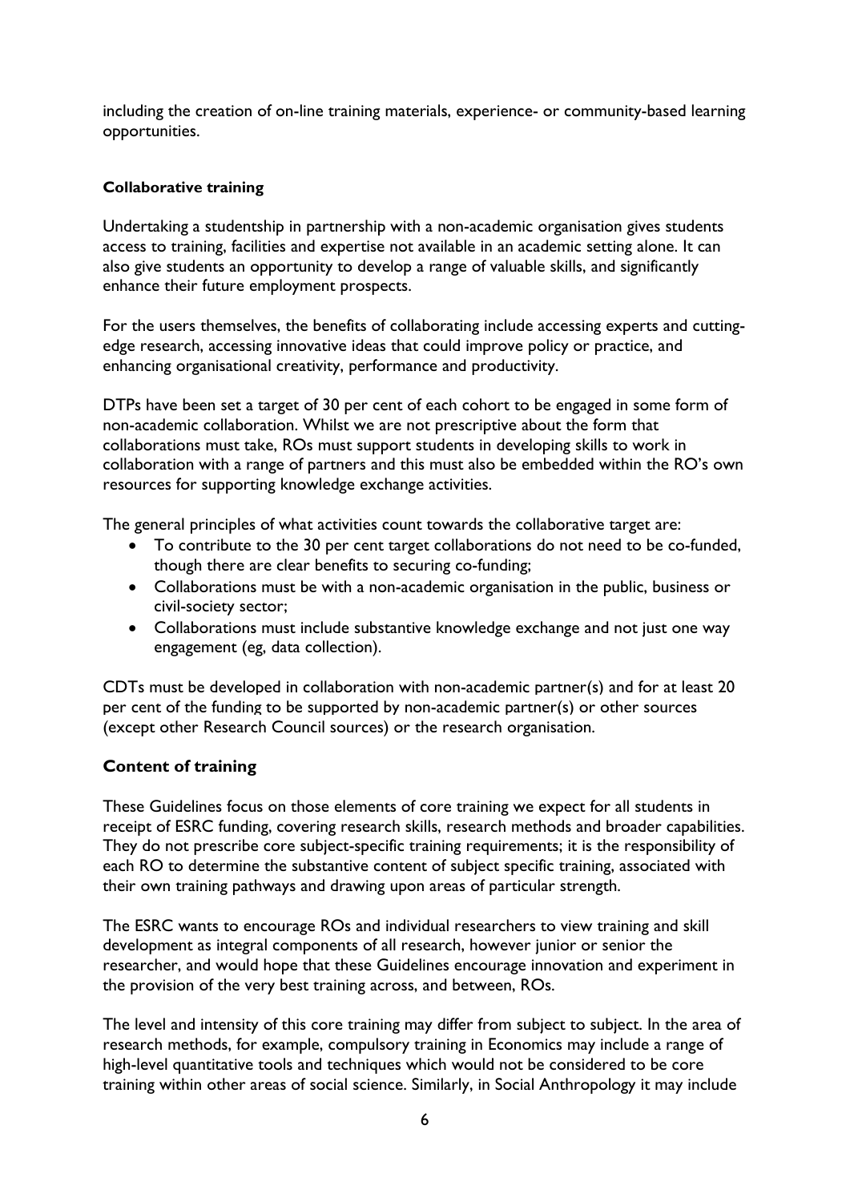including the creation of on-line training materials, experience- or community-based learning opportunities.

**Collaborative training**

Undertaking a studentship in partnership with a non-academic organisation gives students access to training, facilities and expertise not available in an academic setting alone. It can also give students an opportunity to develop a range of valuable skills, and significantly enhance their future employment prospects.

For the users themselves, the benefits of collaborating include accessing experts and cutting-edge research, accessing innovative ideas that could improve policy or practice, and enhancing organisational creativity, performance and productivity.

DTPs have been set a target of 30 per cent of each cohort to be engaged in some form of non-academic collaboration. Whilst we are not prescriptive about the form that collaborations must take, ROs must support students in developing skills to work in collaboration with a range of partners and this must also be embedded within the RO's own resources for supporting knowledge exchange activities.

The general principles of what activities count towards the collaborative target are:

- To contribute to the 30 per cent target collaborations do not need to be co-funded, though there are clear benefits to securing co-funding;
- Collaborations must be with a non-academic organisation in the public, business or civil-society sector;
- Collaborations must include substantive knowledge exchange and not just one way engagement (eg, data collection).

CDTs must be developed in collaboration with non-academic partner(s) and for at least 20 per cent of the funding to be supported by non-academic partner(s) or other sources (except other Research Council sources) or the research organisation.

## Content of training

These Guidelines focus on those elements of core training we expect for all students in receipt of ESRC funding, covering research skills, research methods and broader capabilities. They do not prescribe core subject-specific training requirements; it is the responsibility of each RO to determine the substantive content of subject specific training, associated with their own training pathways and drawing upon areas of particular strength.

The ESRC wants to encourage ROs and individual researchers to view training and skill development as integral components of all research, however junior or senior the researcher, and would hope that these Guidelines encourage innovation and experiment in the provision of the very best training across, and between, ROs.

The level and intensity of this core training may differ from subject to subject. In the area of research methods, for example, compulsory training in Economics may include a range of high-level quantitative tools and techniques which would not be considered to be core training within other areas of social science. Similarly, in Social Anthropology it may include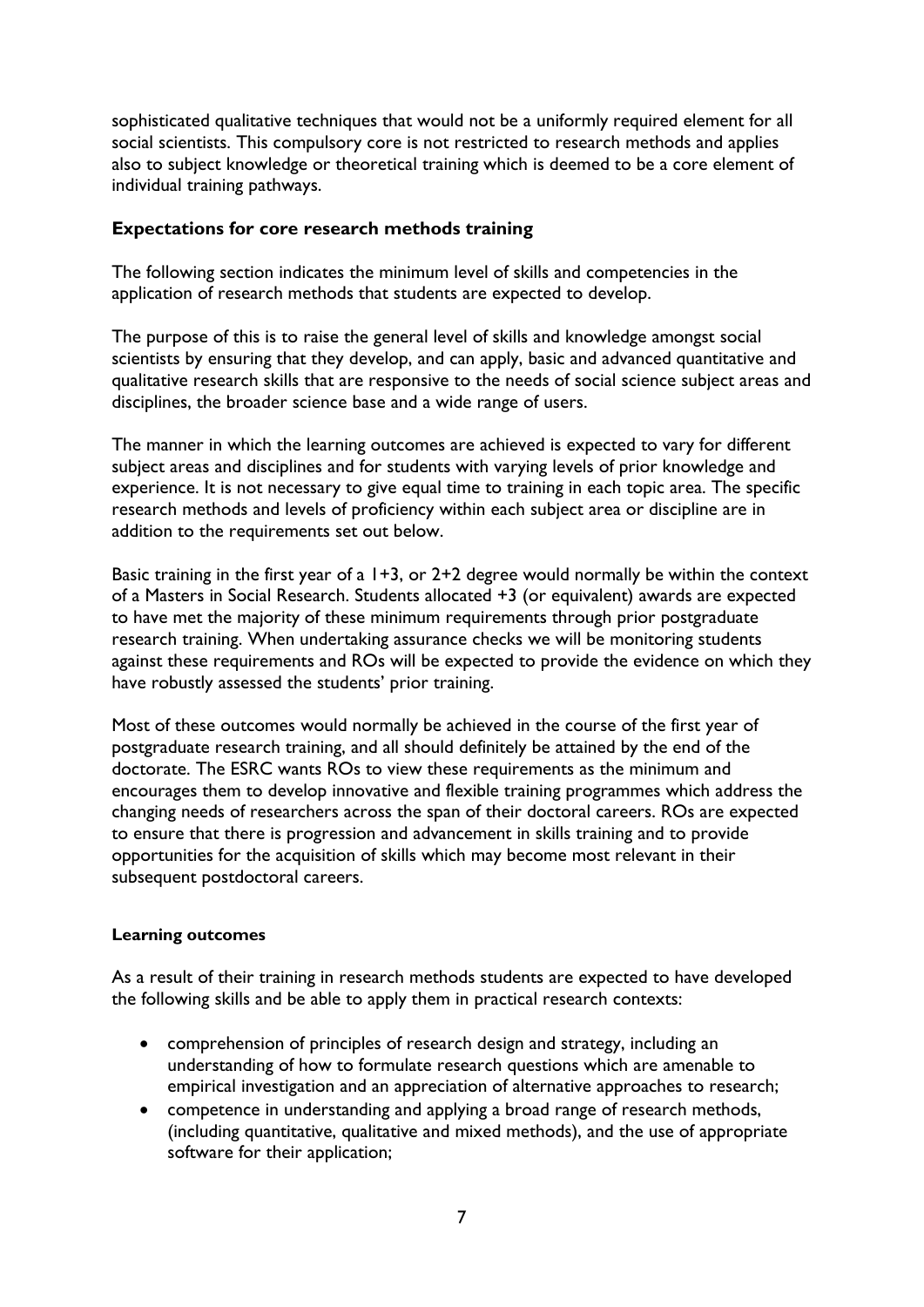sophisticated qualitative techniques that would not be a uniformly required element for all social scientists. This compulsory core is not restricted to research methods and applies also to subject knowledge or theoretical training which is deemed to be a core element of individual training pathways.

### Expectations for core research methods training

The following section indicates the minimum level of skills and competencies in the application of research methods that students are expected to develop.

The purpose of this is to raise the general level of skills and knowledge amongst social scientists by ensuring that they develop, and can apply, basic and advanced quantitative and qualitative research skills that are responsive to the needs of social science subject areas and disciplines, the broader science base and a wide range of users.

The manner in which the learning outcomes are achieved is expected to vary for different subject areas and disciplines and for students with varying levels of prior knowledge and experience. It is not necessary to give equal time to training in each topic area. The specific research methods and levels of proficiency within each subject area or discipline are in addition to the requirements set out below.

Basic training in the first year of a 1+3, or 2+2 degree would normally be within the context of a Masters in Social Research. Students allocated +3 (or equivalent) awards are expected to have met the majority of these minimum requirements through prior postgraduate research training. When undertaking assurance checks we will be monitoring students against these requirements and ROs will be expected to provide the evidence on which they have robustly assessed the students' prior training.

Most of these outcomes would normally be achieved in the course of the first year of postgraduate research training, and all should definitely be attained by the end of the doctorate. The ESRC wants ROs to view these requirements as the minimum and encourages them to develop innovative and flexible training programmes which address the changing needs of researchers across the span of their doctoral careers. ROs are expected to ensure that there is progression and advancement in skills training and to provide opportunities for the acquisition of skills which may become most relevant in their subsequent postdoctoral careers.

#### Learning outcomes

As a result of their training in research methods students are expected to have developed the following skills and be able to apply them in practical research contexts:

- comprehension of principles of research design and strategy, including an understanding of how to formulate research questions which are amenable to empirical investigation and an appreciation of alternative approaches to research;
- competence in understanding and applying a broad range of research methods, (including quantitative, qualitative and mixed methods), and the use of appropriate software for their application;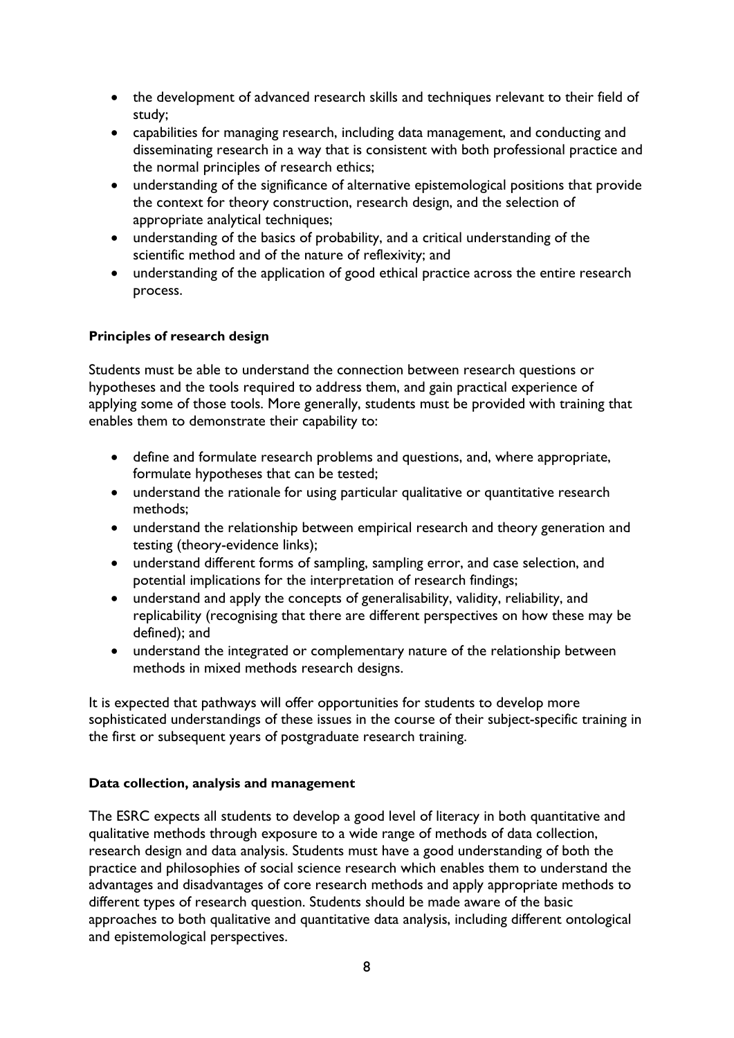- the development of advanced research skills and techniques relevant to their field of study;
- capabilities for managing research, including data management, and conducting and disseminating research in a way that is consistent with both professional practice and the normal principles of research ethics;
- understanding of the significance of alternative epistemological positions that provide the context for theory construction, research design, and the selection of appropriate analytical techniques;
- understanding of the basics of probability, and a critical understanding of the scientific method and of the nature of reflexivity; and
- understanding of the application of good ethical practice across the entire research process.

**Principles of research design**

Students must be able to understand the connection between research questions or hypotheses and the tools required to address them, and gain practical experience of applying some of those tools. More generally, students must be provided with training that enables them to demonstrate their capability to:

- define and formulate research problems and questions, and, where appropriate, formulate hypotheses that can be tested;
- understand the rationale for using particular qualitative or quantitative research methods;
- understand the relationship between empirical research and theory generation and testing (theory-evidence links);
- understand different forms of sampling, sampling error, and case selection, and potential implications for the interpretation of research findings;
- understand and apply the concepts of generalisability, validity, reliability, and replicability (recognising that there are different perspectives on how these may be defined); and
- understand the integrated or complementary nature of the relationship between methods in mixed methods research designs.

It is expected that pathways will offer opportunities for students to develop more sophisticated understandings of these issues in the course of their subject-specific training in the first or subsequent years of postgraduate research training.

**Data collection, analysis and management**

The ESRC expects all students to develop a good level of literacy in both quantitative and qualitative methods through exposure to a wide range of methods of data collection, research design and data analysis. Students must have a good understanding of both the practice and philosophies of social science research which enables them to understand the advantages and disadvantages of core research methods and apply appropriate methods to different types of research question. Students should be made aware of the basic approaches to both qualitative and quantitative data analysis, including different ontological and epistemological perspectives.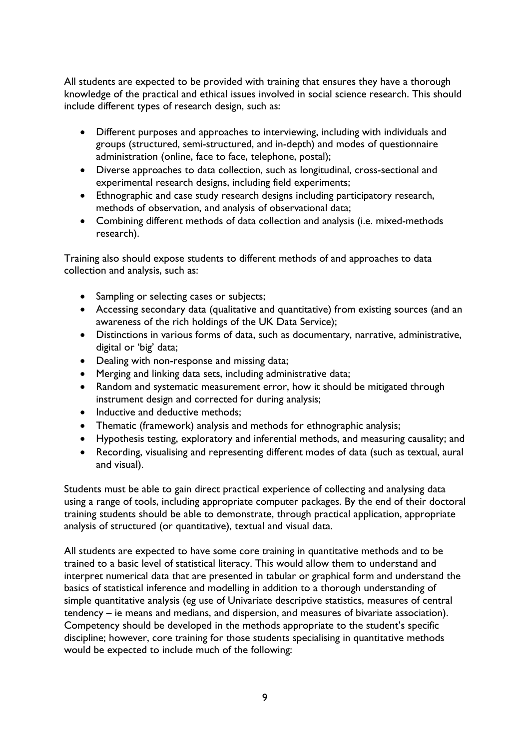All students are expected to be provided with training that ensures they have a thorough knowledge of the practical and ethical issues involved in social science research. This should include different types of research design, such as:

- Different purposes and approaches to interviewing, including with individuals and groups (structured, semi-structured, and in-depth) and modes of questionnaire administration (online, face to face, telephone, postal);
- Diverse approaches to data collection, such as longitudinal, cross-sectional and experimental research designs, including field experiments;
- Ethnographic and case study research designs including participatory research, methods of observation, and analysis of observational data;
- Combining different methods of data collection and analysis (i.e. mixed-methods research).

Training also should expose students to different methods of and approaches to data collection and analysis, such as:

- Sampling or selecting cases or subjects;
- Accessing secondary data (qualitative and quantitative) from existing sources (and an awareness of the rich holdings of the UK Data Service);
- Distinctions in various forms of data, such as documentary, narrative, administrative, digital or 'big' data;
- Dealing with non-response and missing data;
- Merging and linking data sets, including administrative data;
- Random and systematic measurement error, how it should be mitigated through instrument design and corrected for during analysis;
- Inductive and deductive methods;
- Thematic (framework) analysis and methods for ethnographic analysis;
- Hypothesis testing, exploratory and inferential methods, and measuring causality; and
- Recording, visualising and representing different modes of data (such as textual, aural and visual).

Students must be able to gain direct practical experience of collecting and analysing data using a range of tools, including appropriate computer packages. By the end of their doctoral training students should be able to demonstrate, through practical application, appropriate analysis of structured (or quantitative), textual and visual data.

All students are expected to have some core training in quantitative methods and to be trained to a basic level of statistical literacy. This would allow them to understand and interpret numerical data that are presented in tabular or graphical form and understand the basics of statistical inference and modelling in addition to a thorough understanding of simple quantitative analysis (eg use of Univariate descriptive statistics, measures of central tendency – ie means and medians, and dispersion, and measures of bivariate association). Competency should be developed in the methods appropriate to the student's specific discipline; however, core training for those students specialising in quantitative methods would be expected to include much of the following: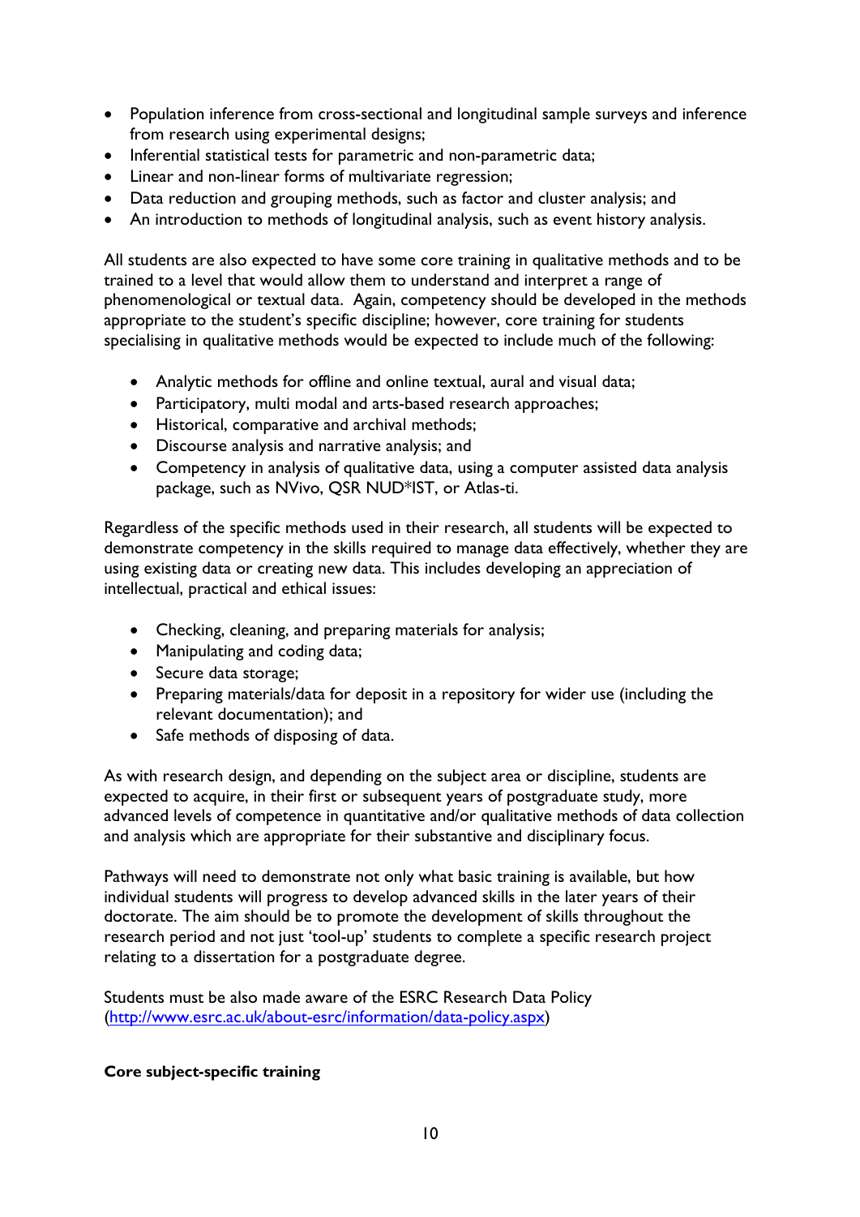- Population inference from cross-sectional and longitudinal sample surveys and inference from research using experimental designs;
- Inferential statistical tests for parametric and non-parametric data;
- Linear and non-linear forms of multivariate regression;
- Data reduction and grouping methods, such as factor and cluster analysis; and
- An introduction to methods of longitudinal analysis, such as event history analysis.

All students are also expected to have some core training in qualitative methods and to be trained to a level that would allow them to understand and interpret a range of phenomenological or textual data. Again, competency should be developed in the methods appropriate to the student's specific discipline; however, core training for students specialising in qualitative methods would be expected to include much of the following:

- Analytic methods for offline and online textual, aural and visual data;
- Participatory, multi modal and arts-based research approaches;
- Historical, comparative and archival methods;
- Discourse analysis and narrative analysis; and
- Competency in analysis of qualitative data, using a computer assisted data analysis package, such as NVivo, QSR NUD*IST, or Atlas-ti.

Regardless of the specific methods used in their research, all students will be expected to demonstrate competency in the skills required to manage data effectively, whether they are using existing data or creating new data. This includes developing an appreciation of intellectual, practical and ethical issues:

- Checking, cleaning, and preparing materials for analysis;
- Manipulating and coding data;
- Secure data storage;
- Preparing materials/data for deposit in a repository for wider use (including the relevant documentation); and
- Safe methods of disposing of data.

As with research design, and depending on the subject area or discipline, students are expected to acquire, in their first or subsequent years of postgraduate study, more advanced levels of competence in quantitative and/or qualitative methods of data collection and analysis which are appropriate for their substantive and disciplinary focus.

Pathways will need to demonstrate not only what basic training is available, but how individual students will progress to develop advanced skills in the later years of their doctorate. The aim should be to promote the development of skills throughout the research period and not just 'tool-up' students to complete a specific research project relating to a dissertation for a postgraduate degree.

Students must be also made aware of the ESRC Research Data Policy (http://www.esrc.ac.uk/about-esrc/information/data-policy.aspx)

**Core subject-specific training**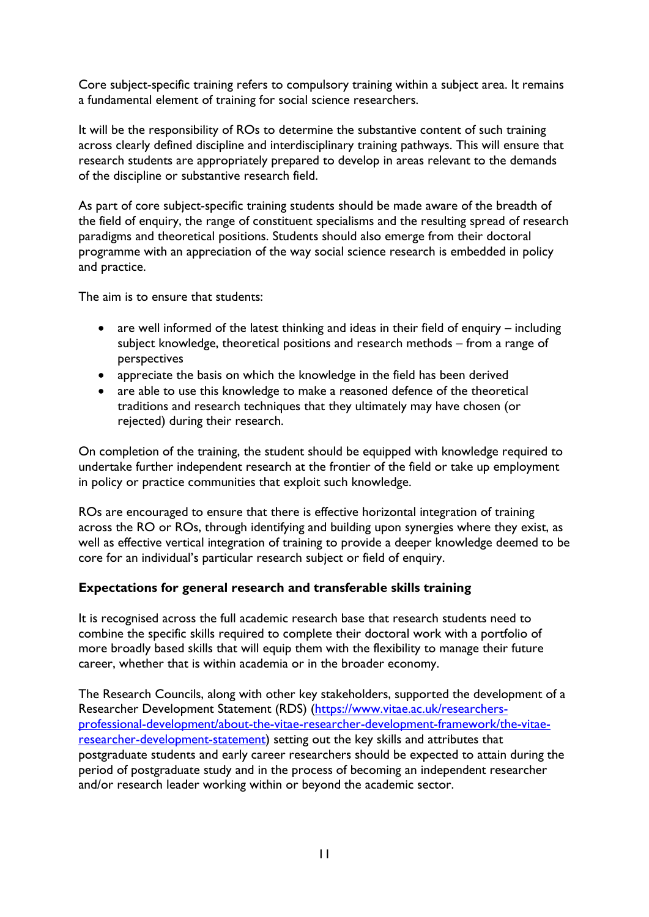Core subject-specific training refers to compulsory training within a subject area. It remains a fundamental element of training for social science researchers.

It will be the responsibility of ROs to determine the substantive content of such training across clearly defined discipline and interdisciplinary training pathways. This will ensure that research students are appropriately prepared to develop in areas relevant to the demands of the discipline or substantive research field.

As part of core subject-specific training students should be made aware of the breadth of the field of enquiry, the range of constituent specialisms and the resulting spread of research paradigms and theoretical positions. Students should also emerge from their doctoral programme with an appreciation of the way social science research is embedded in policy and practice.

The aim is to ensure that students:

- are well informed of the latest thinking and ideas in their field of enquiry – including subject knowledge, theoretical positions and research methods – from a range of perspectives
- appreciate the basis on which the knowledge in the field has been derived
- are able to use this knowledge to make a reasoned defence of the theoretical traditions and research techniques that they ultimately may have chosen (or rejected) during their research.

On completion of the training, the student should be equipped with knowledge required to undertake further independent research at the frontier of the field or take up employment in policy or practice communities that exploit such knowledge.

ROs are encouraged to ensure that there is effective horizontal integration of training across the RO or ROs, through identifying and building upon synergies where they exist, as well as effective vertical integration of training to provide a deeper knowledge deemed to be core for an individual's particular research subject or field of enquiry.

### Expectations for general research and transferable skills training

It is recognised across the full academic research base that research students need to combine the specific skills required to complete their doctoral work with a portfolio of more broadly based skills that will equip them with the flexibility to manage their future career, whether that is within academia or in the broader economy.

The Research Councils, along with other key stakeholders, supported the development of a Researcher Development Statement (RDS) (https://www.vitae.ac.uk/researchers-professional-development/about-the-vitae-researcher-development-framework/the-vitae-researcher-development-statement) setting out the key skills and attributes that postgraduate students and early career researchers should be expected to attain during the period of postgraduate study and in the process of becoming an independent researcher and/or research leader working within or beyond the academic sector.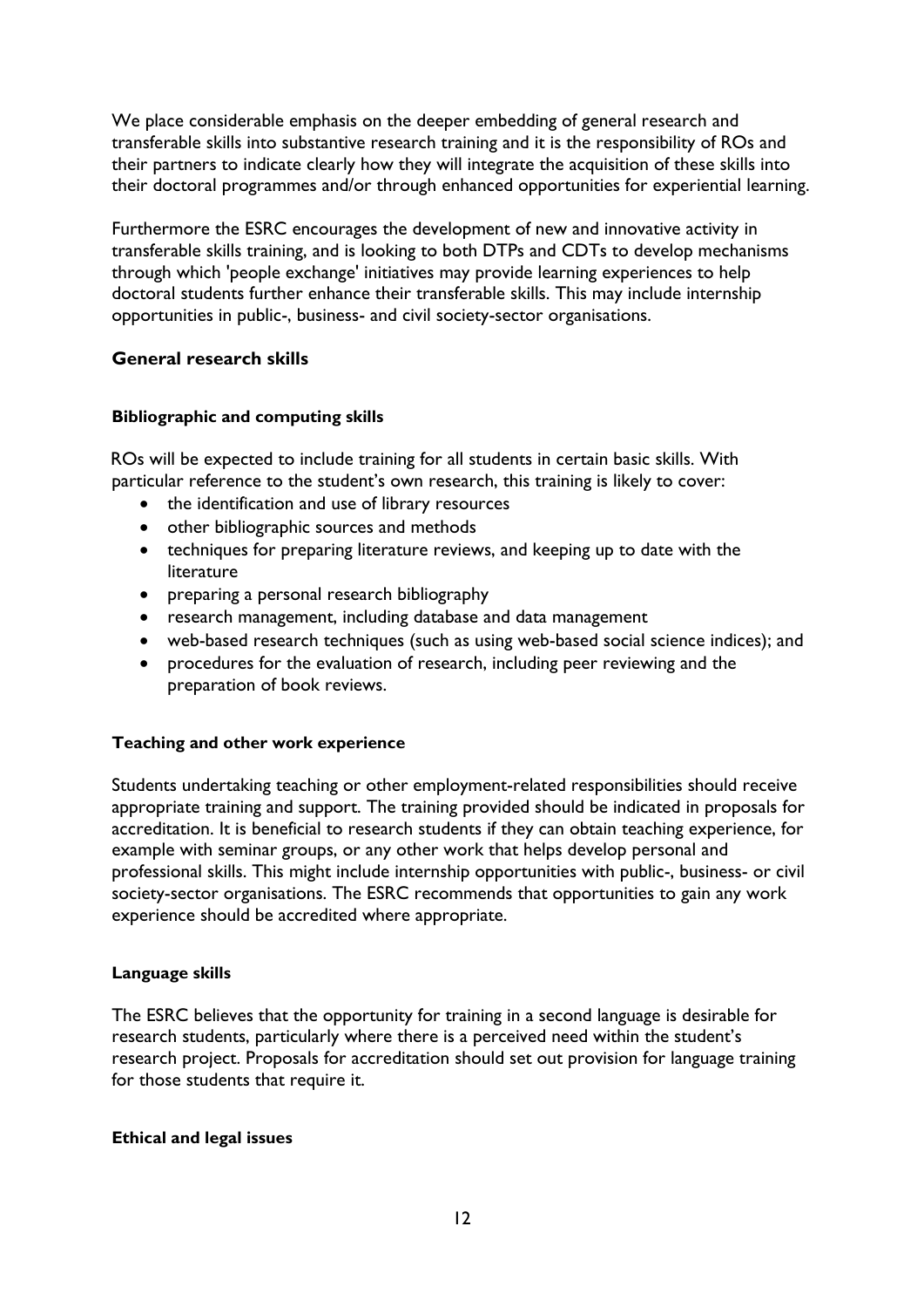We place considerable emphasis on the deeper embedding of general research and transferable skills into substantive research training and it is the responsibility of ROs and their partners to indicate clearly how they will integrate the acquisition of these skills into their doctoral programmes and/or through enhanced opportunities for experiential learning.

Furthermore the ESRC encourages the development of new and innovative activity in transferable skills training, and is looking to both DTPs and CDTs to develop mechanisms through which 'people exchange' initiatives may provide learning experiences to help doctoral students further enhance their transferable skills. This may include internship opportunities in public-, business- and civil society-sector organisations.

## General research skills

#### Bibliographic and computing skills

ROs will be expected to include training for all students in certain basic skills. With particular reference to the student's own research, this training is likely to cover:

- the identification and use of library resources
- other bibliographic sources and methods
- techniques for preparing literature reviews, and keeping up to date with the literature
- preparing a personal research bibliography
- research management, including database and data management
- web-based research techniques (such as using web-based social science indices); and
- procedures for the evaluation of research, including peer reviewing and the preparation of book reviews.

#### Teaching and other work experience

Students undertaking teaching or other employment-related responsibilities should receive appropriate training and support. The training provided should be indicated in proposals for accreditation. It is beneficial to research students if they can obtain teaching experience, for example with seminar groups, or any other work that helps develop personal and professional skills. This might include internship opportunities with public-, business- or civil society-sector organisations. The ESRC recommends that opportunities to gain any work experience should be accredited where appropriate.

#### Language skills

The ESRC believes that the opportunity for training in a second language is desirable for research students, particularly where there is a perceived need within the student's research project. Proposals for accreditation should set out provision for language training for those students that require it.

#### Ethical and legal issues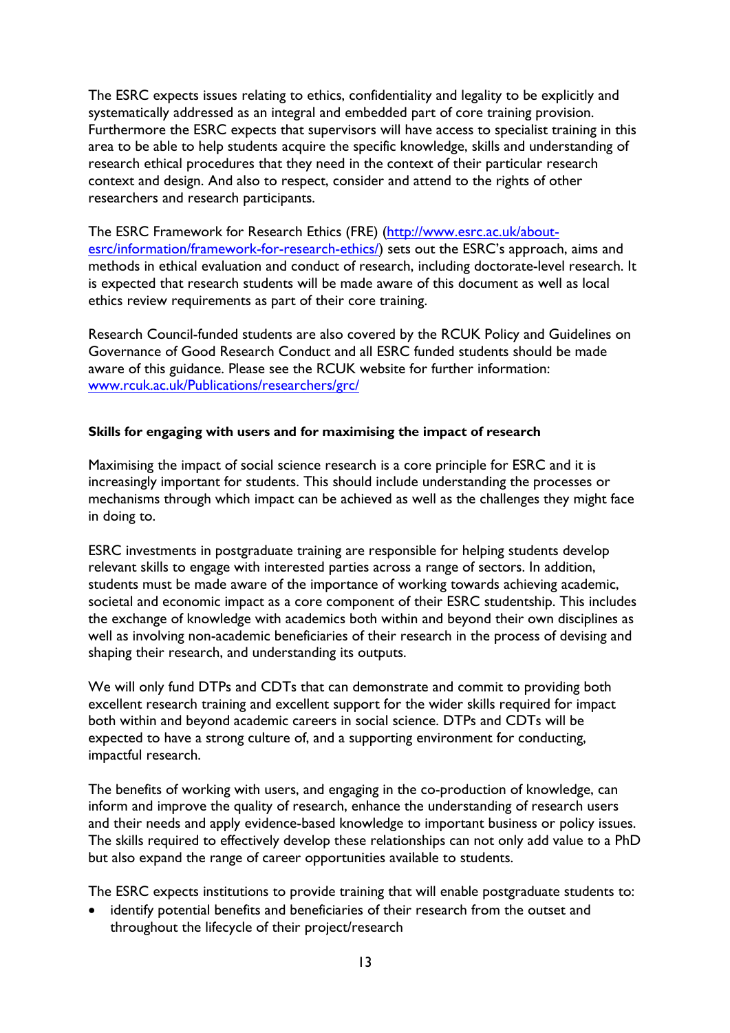The ESRC expects issues relating to ethics, confidentiality and legality to be explicitly and systematically addressed as an integral and embedded part of core training provision. Furthermore the ESRC expects that supervisors will have access to specialist training in this area to be able to help students acquire the specific knowledge, skills and understanding of research ethical procedures that they need in the context of their particular research context and design. And also to respect, consider and attend to the rights of other researchers and research participants.

The ESRC Framework for Research Ethics (FRE) ([http://www.esrc.ac.uk/about-esrc/information/framework-for-research-ethics/](http://www.esrc.ac.uk/about-esrc/information/framework-for-research-ethics/)) sets out the ESRC's approach, aims and methods in ethical evaluation and conduct of research, including doctorate-level research. It is expected that research students will be made aware of this document as well as local ethics review requirements as part of their core training.

Research Council-funded students are also covered by the RCUK Policy and Guidelines on Governance of Good Research Conduct and all ESRC funded students should be made aware of this guidance. Please see the RCUK website for further information: [www.rcuk.ac.uk/Publications/researchers/grc/](www.rcuk.ac.uk/Publications/researchers/grc/)

**Skills for engaging with users and for maximising the impact of research**

Maximising the impact of social science research is a core principle for ESRC and it is increasingly important for students. This should include understanding the processes or mechanisms through which impact can be achieved as well as the challenges they might face in doing to.

ESRC investments in postgraduate training are responsible for helping students develop relevant skills to engage with interested parties across a range of sectors. In addition, students must be made aware of the importance of working towards achieving academic, societal and economic impact as a core component of their ESRC studentship. This includes the exchange of knowledge with academics both within and beyond their own disciplines as well as involving non-academic beneficiaries of their research in the process of devising and shaping their research, and understanding its outputs.

We will only fund DTPs and CDTs that can demonstrate and commit to providing both excellent research training and excellent support for the wider skills required for impact both within and beyond academic careers in social science. DTPs and CDTs will be expected to have a strong culture of, and a supporting environment for conducting, impactful research.

The benefits of working with users, and engaging in the co-production of knowledge, can inform and improve the quality of research, enhance the understanding of research users and their needs and apply evidence-based knowledge to important business or policy issues. The skills required to effectively develop these relationships can not only add value to a PhD but also expand the range of career opportunities available to students.

The ESRC expects institutions to provide training that will enable postgraduate students to:

- identify potential benefits and beneficiaries of their research from the outset and throughout the lifecycle of their project/research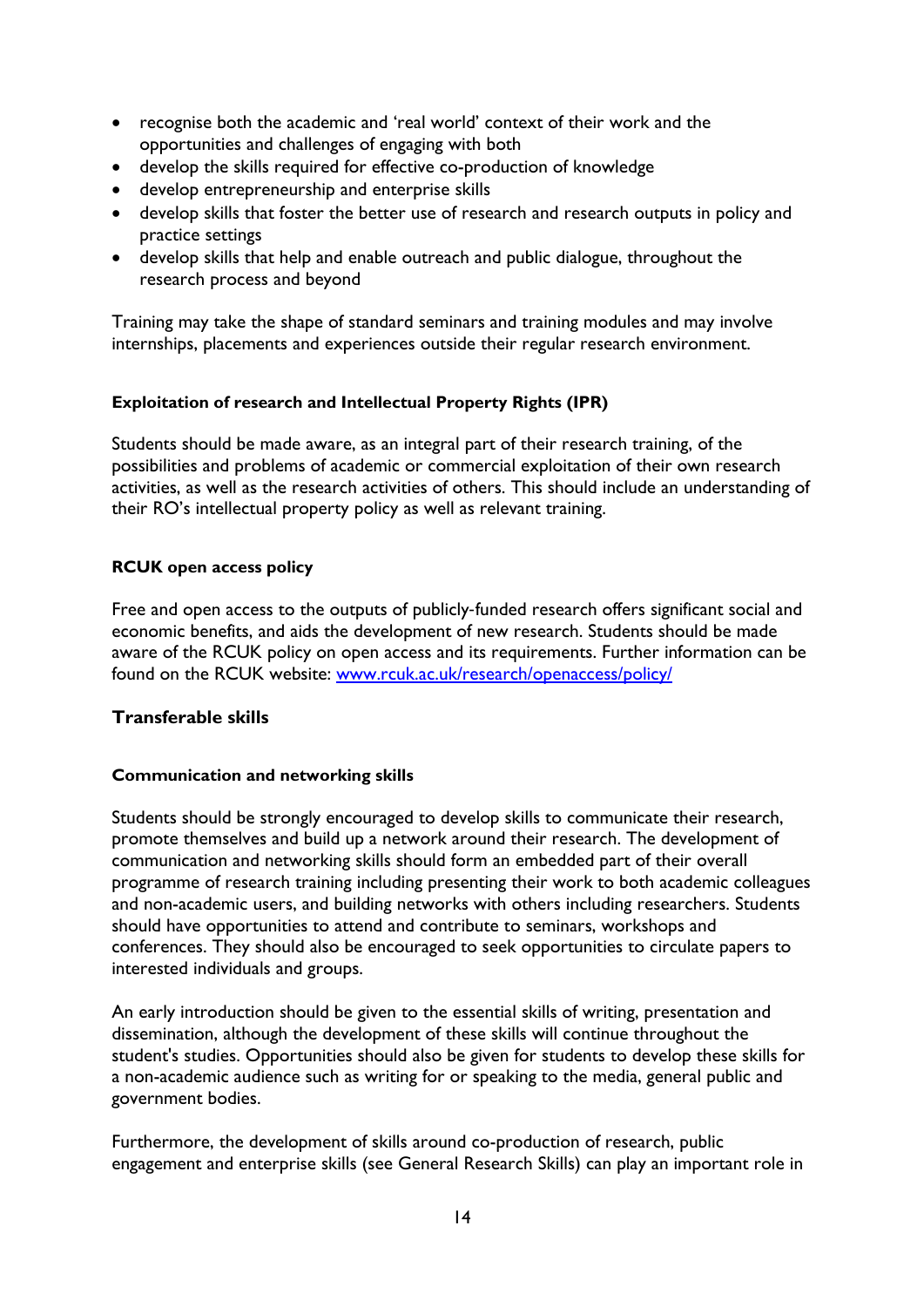- recognise both the academic and 'real world' context of their work and the opportunities and challenges of engaging with both
- develop the skills required for effective co-production of knowledge
- develop entrepreneurship and enterprise skills
- develop skills that foster the better use of research and research outputs in policy and practice settings
- develop skills that help and enable outreach and public dialogue, throughout the research process and beyond

Training may take the shape of standard seminars and training modules and may involve internships, placements and experiences outside their regular research environment.

#### Exploitation of research and Intellectual Property Rights (IPR)

Students should be made aware, as an integral part of their research training, of the possibilities and problems of academic or commercial exploitation of their own research activities, as well as the research activities of others. This should include an understanding of their RO's intellectual property policy as well as relevant training.

#### RCUK open access policy

Free and open access to the outputs of publicly-funded research offers significant social and economic benefits, and aids the development of new research. Students should be made aware of the RCUK policy on open access and its requirements. Further information can be found on the RCUK website: [www.rcuk.ac.uk/research/openaccess/policy/](http://www.rcuk.ac.uk/research/openaccess/policy/)

### Transferable skills

#### Communication and networking skills

Students should be strongly encouraged to develop skills to communicate their research, promote themselves and build up a network around their research. The development of communication and networking skills should form an embedded part of their overall programme of research training including presenting their work to both academic colleagues and non-academic users, and building networks with others including researchers. Students should have opportunities to attend and contribute to seminars, workshops and conferences. They should also be encouraged to seek opportunities to circulate papers to interested individuals and groups.

An early introduction should be given to the essential skills of writing, presentation and dissemination, although the development of these skills will continue throughout the student's studies. Opportunities should also be given for students to develop these skills for a non-academic audience such as writing for or speaking to the media, general public and government bodies.

Furthermore, the development of skills around co-production of research, public engagement and enterprise skills (see General Research Skills) can play an important role in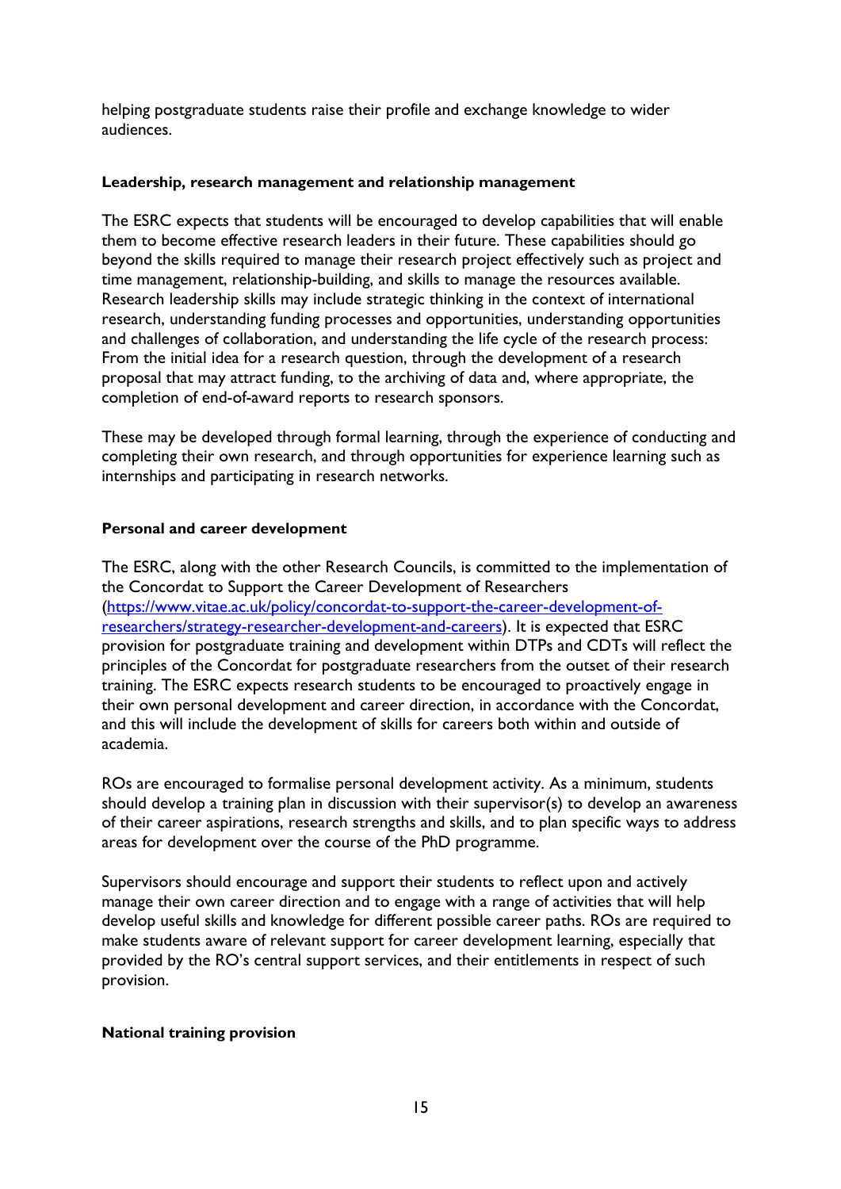helping postgraduate students raise their profile and exchange knowledge to wider audiences.

**Leadership, research management and relationship management**

The ESRC expects that students will be encouraged to develop capabilities that will enable them to become effective research leaders in their future. These capabilities should go beyond the skills required to manage their research project effectively such as project and time management, relationship-building, and skills to manage the resources available. Research leadership skills may include strategic thinking in the context of international research, understanding funding processes and opportunities, understanding opportunities and challenges of collaboration, and understanding the life cycle of the research process: From the initial idea for a research question, through the development of a research proposal that may attract funding, to the archiving of data and, where appropriate, the completion of end-of-award reports to research sponsors.

These may be developed through formal learning, through the experience of conducting and completing their own research, and through opportunities for experience learning such as internships and participating in research networks.

**Personal and career development**

The ESRC, along with the other Research Councils, is committed to the implementation of the Concordat to Support the Career Development of Researchers (https://www.vitae.ac.uk/policy/concordat-to-support-the-career-development-of-researchers/strategy-researcher-development-and-careers). It is expected that ESRC provision for postgraduate training and development within DTPs and CDTs will reflect the principles of the Concordat for postgraduate researchers from the outset of their research training. The ESRC expects research students to be encouraged to proactively engage in their own personal development and career direction, in accordance with the Concordat, and this will include the development of skills for careers both within and outside of academia.

ROs are encouraged to formalise personal development activity. As a minimum, students should develop a training plan in discussion with their supervisor(s) to develop an awareness of their career aspirations, research strengths and skills, and to plan specific ways to address areas for development over the course of the PhD programme.

Supervisors should encourage and support their students to reflect upon and actively manage their own career direction and to engage with a range of activities that will help develop useful skills and knowledge for different possible career paths. ROs are required to make students aware of relevant support for career development learning, especially that provided by the RO's central support services, and their entitlements in respect of such provision.

**National training provision**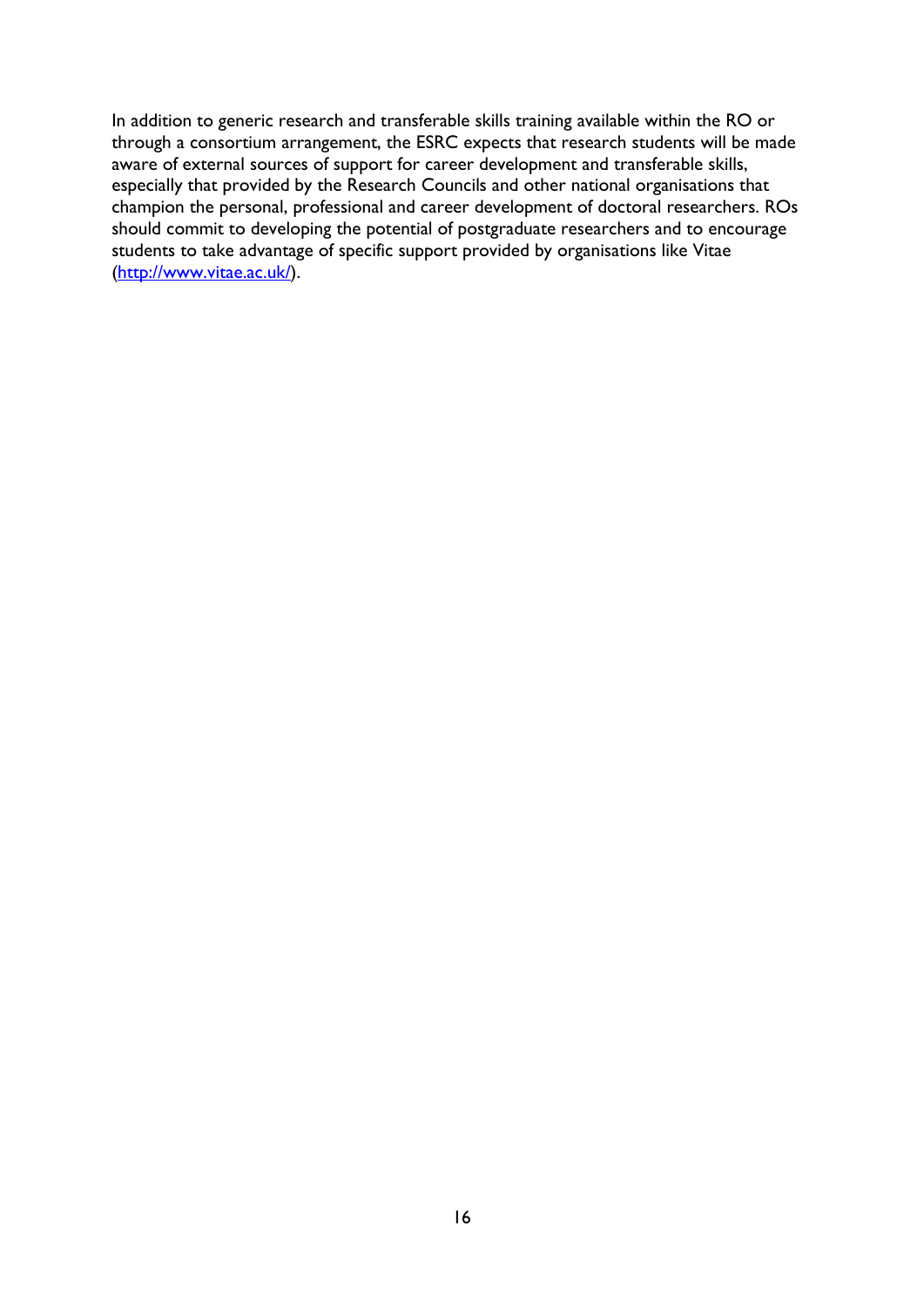In addition to generic research and transferable skills training available within the RO or through a consortium arrangement, the ESRC expects that research students will be made aware of external sources of support for career development and transferable skills, especially that provided by the Research Councils and other national organisations that champion the personal, professional and career development of doctoral researchers. ROs should commit to developing the potential of postgraduate researchers and to encourage students to take advantage of specific support provided by organisations like Vitae (http://www.vitae.ac.uk/).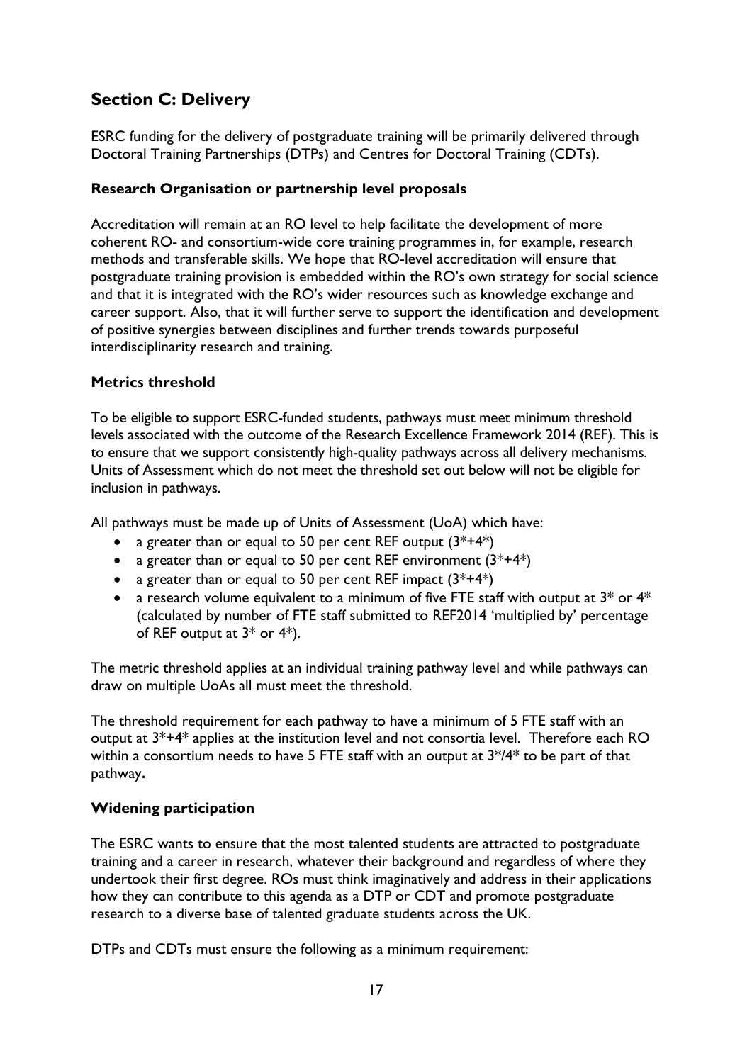## Section C: Delivery

ESRC funding for the delivery of postgraduate training will be primarily delivered through Doctoral Training Partnerships (DTPs) and Centres for Doctoral Training (CDTs).

### Research Organisation or partnership level proposals

Accreditation will remain at an RO level to help facilitate the development of more coherent RO- and consortium-wide core training programmes in, for example, research methods and transferable skills. We hope that RO-level accreditation will ensure that postgraduate training provision is embedded within the RO's own strategy for social science and that it is integrated with the RO's wider resources such as knowledge exchange and career support. Also, that it will further serve to support the identification and development of positive synergies between disciplines and further trends towards purposeful interdisciplinarity research and training.

### Metrics threshold

To be eligible to support ESRC-funded students, pathways must meet minimum threshold levels associated with the outcome of the Research Excellence Framework 2014 (REF). This is to ensure that we support consistently high-quality pathways across all delivery mechanisms. Units of Assessment which do not meet the threshold set out below will not be eligible for inclusion in pathways.

All pathways must be made up of Units of Assessment (UoA) which have:

- a greater than or equal to 50 per cent REF output (3*+4*)
- a greater than or equal to 50 per cent REF environment (3*+4*)
- a greater than or equal to 50 per cent REF impact (3*+4*)
- a research volume equivalent to a minimum of five FTE staff with output at 3* or 4* (calculated by number of FTE staff submitted to REF2014 'multiplied by' percentage of REF output at 3* or 4*).

The metric threshold applies at an individual training pathway level and while pathways can draw on multiple UoAs all must meet the threshold.

The threshold requirement for each pathway to have a minimum of 5 FTE staff with an output at 3*+4* applies at the institution level and not consortia level. Therefore each RO within a consortium needs to have 5 FTE staff with an output at 3*/4* to be part of that pathway**.**

### Widening participation

The ESRC wants to ensure that the most talented students are attracted to postgraduate training and a career in research, whatever their background and regardless of where they undertook their first degree. ROs must think imaginatively and address in their applications how they can contribute to this agenda as a DTP or CDT and promote postgraduate research to a diverse base of talented graduate students across the UK.

DTPs and CDTs must ensure the following as a minimum requirement: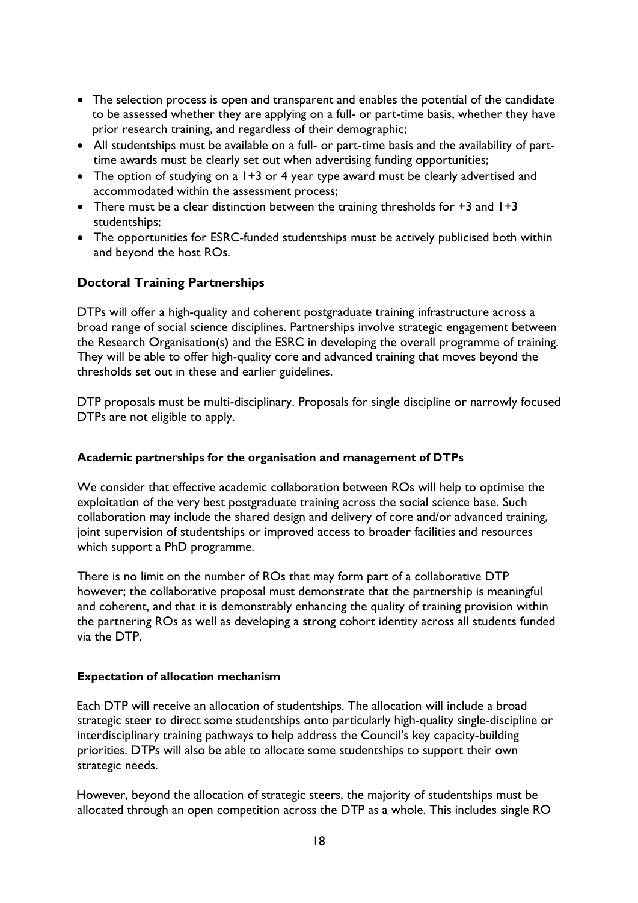- The selection process is open and transparent and enables the potential of the candidate to be assessed whether they are applying on a full- or part-time basis, whether they have prior research training, and regardless of their demographic;
- All studentships must be available on a full- or part-time basis and the availability of part-time awards must be clearly set out when advertising funding opportunities;
- The option of studying on a 1+3 or 4 year type award must be clearly advertised and accommodated within the assessment process;
- There must be a clear distinction between the training thresholds for +3 and 1+3 studentships;
- The opportunities for ESRC-funded studentships must be actively publicised both within and beyond the host ROs.

## Doctoral Training Partnerships

DTPs will offer a high-quality and coherent postgraduate training infrastructure across a broad range of social science disciplines. Partnerships involve strategic engagement between the Research Organisation(s) and the ESRC in developing the overall programme of training. They will be able to offer high-quality core and advanced training that moves beyond the thresholds set out in these and earlier guidelines.

DTP proposals must be multi-disciplinary. Proposals for single discipline or narrowly focused DTPs are not eligible to apply.

### Academic partnerships for the organisation and management of DTPs

We consider that effective academic collaboration between ROs will help to optimise the exploitation of the very best postgraduate training across the social science base. Such collaboration may include the shared design and delivery of core and/or advanced training, joint supervision of studentships or improved access to broader facilities and resources which support a PhD programme.

There is no limit on the number of ROs that may form part of a collaborative DTP however; the collaborative proposal must demonstrate that the partnership is meaningful and coherent, and that it is demonstrably enhancing the quality of training provision within the partnering ROs as well as developing a strong cohort identity across all students funded via the DTP.

### Expectation of allocation mechanism

Each DTP will receive an allocation of studentships. The allocation will include a broad strategic steer to direct some studentships onto particularly high-quality single-discipline or interdisciplinary training pathways to help address the Council's key capacity-building priorities. DTPs will also be able to allocate some studentships to support their own strategic needs.

However, beyond the allocation of strategic steers, the majority of studentships must be allocated through an open competition across the DTP as a whole. This includes single RO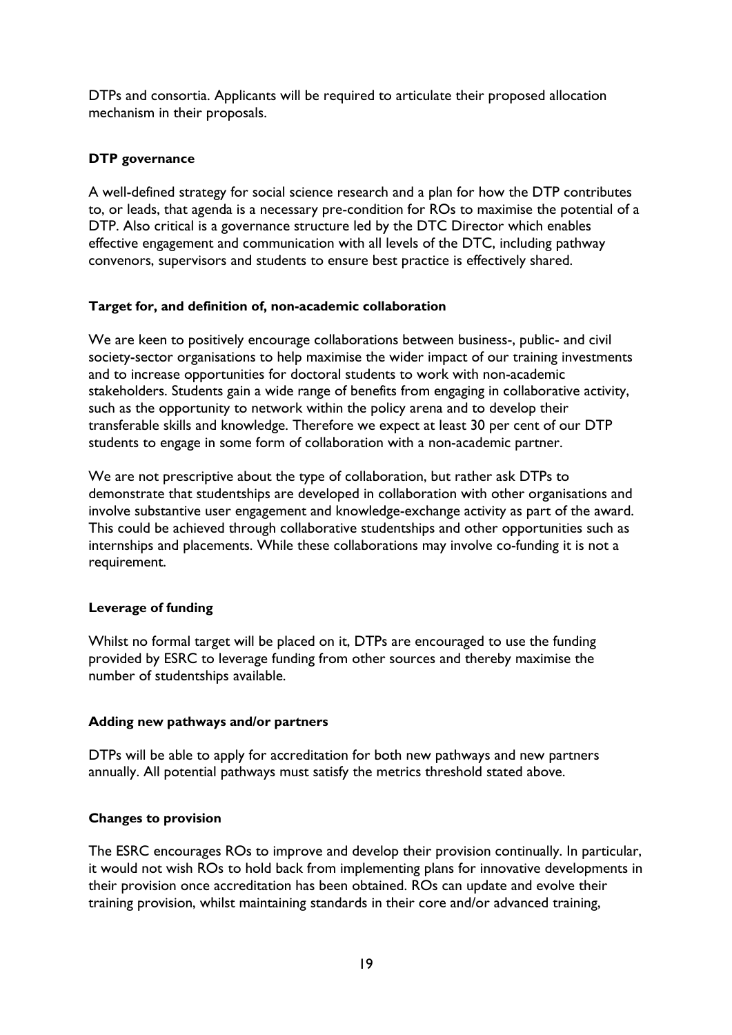DTPs and consortia. Applicants will be required to articulate their proposed allocation mechanism in their proposals.

**DTP governance**

A well-defined strategy for social science research and a plan for how the DTP contributes to, or leads, that agenda is a necessary pre-condition for ROs to maximise the potential of a DTP. Also critical is a governance structure led by the DTC Director which enables effective engagement and communication with all levels of the DTC, including pathway convenors, supervisors and students to ensure best practice is effectively shared.

**Target for, and definition of, non-academic collaboration**

We are keen to positively encourage collaborations between business-, public- and civil society-sector organisations to help maximise the wider impact of our training investments and to increase opportunities for doctoral students to work with non-academic stakeholders. Students gain a wide range of benefits from engaging in collaborative activity, such as the opportunity to network within the policy arena and to develop their transferable skills and knowledge. Therefore we expect at least 30 per cent of our DTP students to engage in some form of collaboration with a non-academic partner.

We are not prescriptive about the type of collaboration, but rather ask DTPs to demonstrate that studentships are developed in collaboration with other organisations and involve substantive user engagement and knowledge-exchange activity as part of the award. This could be achieved through collaborative studentships and other opportunities such as internships and placements. While these collaborations may involve co-funding it is not a requirement.

**Leverage of funding**

Whilst no formal target will be placed on it, DTPs are encouraged to use the funding provided by ESRC to leverage funding from other sources and thereby maximise the number of studentships available.

**Adding new pathways and/or partners**

DTPs will be able to apply for accreditation for both new pathways and new partners annually. All potential pathways must satisfy the metrics threshold stated above.

**Changes to provision**

The ESRC encourages ROs to improve and develop their provision continually. In particular, it would not wish ROs to hold back from implementing plans for innovative developments in their provision once accreditation has been obtained. ROs can update and evolve their training provision, whilst maintaining standards in their core and/or advanced training,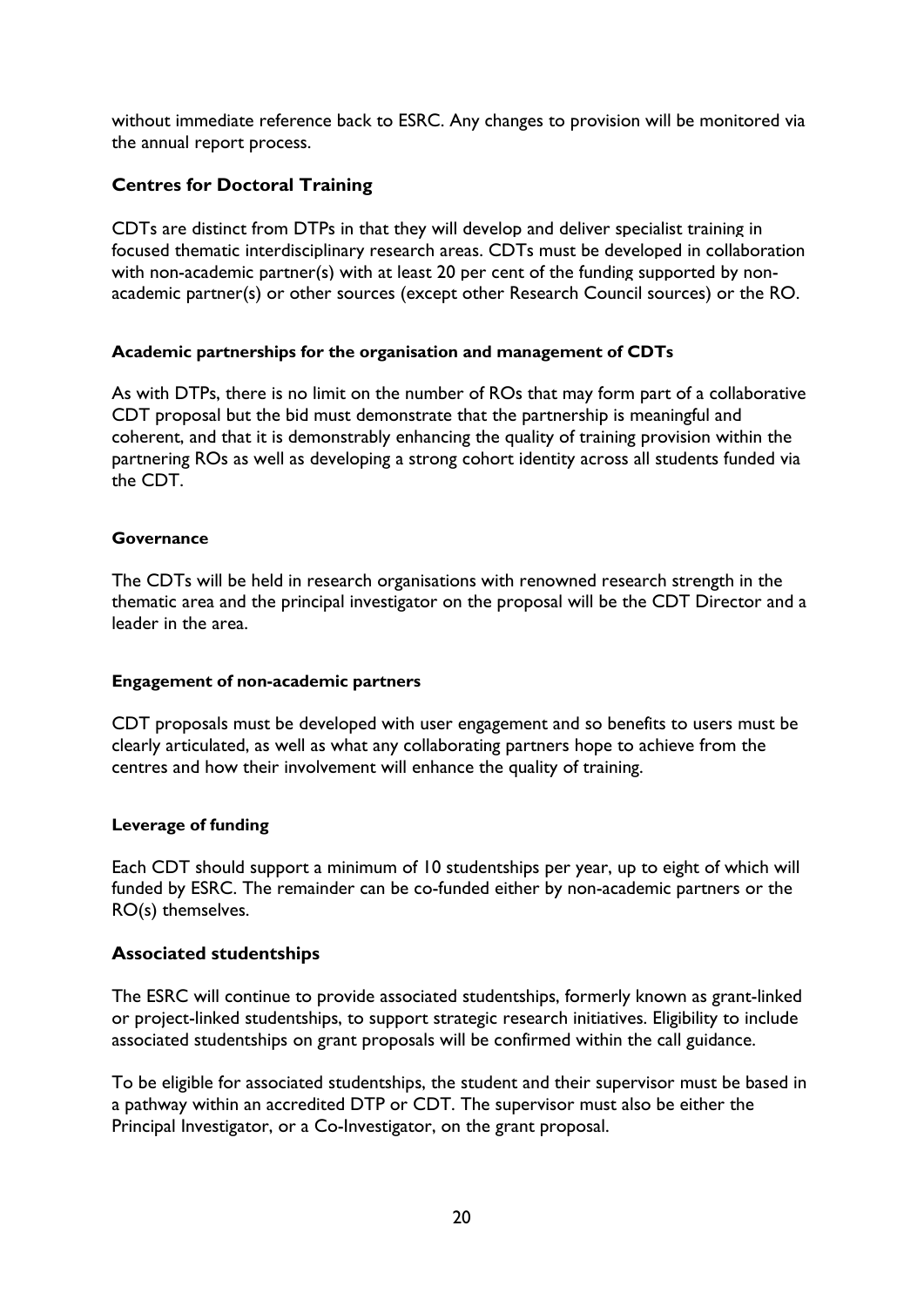without immediate reference back to ESRC. Any changes to provision will be monitored via the annual report process.

## Centres for Doctoral Training

CDTs are distinct from DTPs in that they will develop and deliver specialist training in focused thematic interdisciplinary research areas. CDTs must be developed in collaboration with non-academic partner(s) with at least 20 per cent of the funding supported by non-academic partner(s) or other sources (except other Research Council sources) or the RO.

### Academic partnerships for the organisation and management of CDTs

As with DTPs, there is no limit on the number of ROs that may form part of a collaborative CDT proposal but the bid must demonstrate that the partnership is meaningful and coherent, and that it is demonstrably enhancing the quality of training provision within the partnering ROs as well as developing a strong cohort identity across all students funded via the CDT.

### Governance

The CDTs will be held in research organisations with renowned research strength in the thematic area and the principal investigator on the proposal will be the CDT Director and a leader in the area.

### Engagement of non-academic partners

CDT proposals must be developed with user engagement and so benefits to users must be clearly articulated, as well as what any collaborating partners hope to achieve from the centres and how their involvement will enhance the quality of training.

### Leverage of funding

Each CDT should support a minimum of 10 studentships per year, up to eight of which will funded by ESRC. The remainder can be co-funded either by non-academic partners or the RO(s) themselves.

## Associated studentships

The ESRC will continue to provide associated studentships, formerly known as grant-linked or project-linked studentships, to support strategic research initiatives. Eligibility to include associated studentships on grant proposals will be confirmed within the call guidance.

To be eligible for associated studentships, the student and their supervisor must be based in a pathway within an accredited DTP or CDT. The supervisor must also be either the Principal Investigator, or a Co-Investigator, on the grant proposal.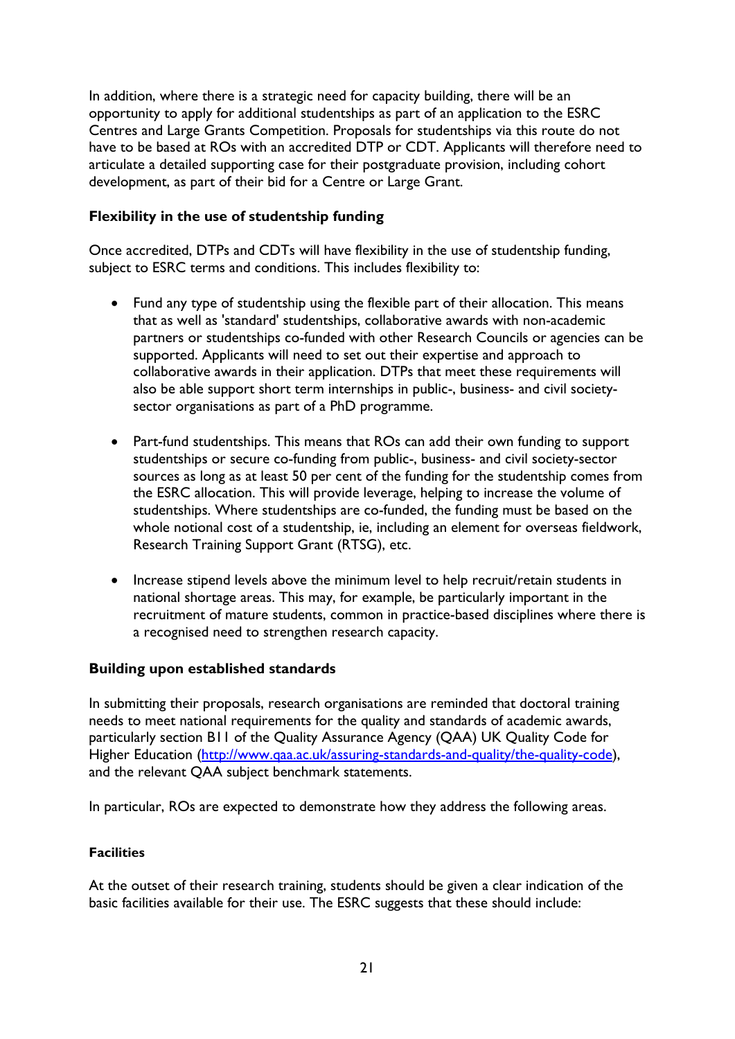In addition, where there is a strategic need for capacity building, there will be an opportunity to apply for additional studentships as part of an application to the ESRC Centres and Large Grants Competition. Proposals for studentships via this route do not have to be based at ROs with an accredited DTP or CDT. Applicants will therefore need to articulate a detailed supporting case for their postgraduate provision, including cohort development, as part of their bid for a Centre or Large Grant.

### Flexibility in the use of studentship funding

Once accredited, DTPs and CDTs will have flexibility in the use of studentship funding, subject to ESRC terms and conditions. This includes flexibility to:

- Fund any type of studentship using the flexible part of their allocation. This means that as well as 'standard' studentships, collaborative awards with non-academic partners or studentships co-funded with other Research Councils or agencies can be supported. Applicants will need to set out their expertise and approach to collaborative awards in their application. DTPs that meet these requirements will also be able support short term internships in public-, business- and civil society-sector organisations as part of a PhD programme.

- Part-fund studentships. This means that ROs can add their own funding to support studentships or secure co-funding from public-, business- and civil society-sector sources as long as at least 50 per cent of the funding for the studentship comes from the ESRC allocation. This will provide leverage, helping to increase the volume of studentships. Where studentships are co-funded, the funding must be based on the whole notional cost of a studentship, ie, including an element for overseas fieldwork, Research Training Support Grant (RTSG), etc.

- Increase stipend levels above the minimum level to help recruit/retain students in national shortage areas. This may, for example, be particularly important in the recruitment of mature students, common in practice-based disciplines where there is a recognised need to strengthen research capacity.

### Building upon established standards

In submitting their proposals, research organisations are reminded that doctoral training needs to meet national requirements for the quality and standards of academic awards, particularly section B11 of the Quality Assurance Agency (QAA) UK Quality Code for Higher Education (http://www.qaa.ac.uk/assuring-standards-and-quality/the-quality-code), and the relevant QAA subject benchmark statements.

In particular, ROs are expected to demonstrate how they address the following areas.

#### Facilities

At the outset of their research training, students should be given a clear indication of the basic facilities available for their use. The ESRC suggests that these should include: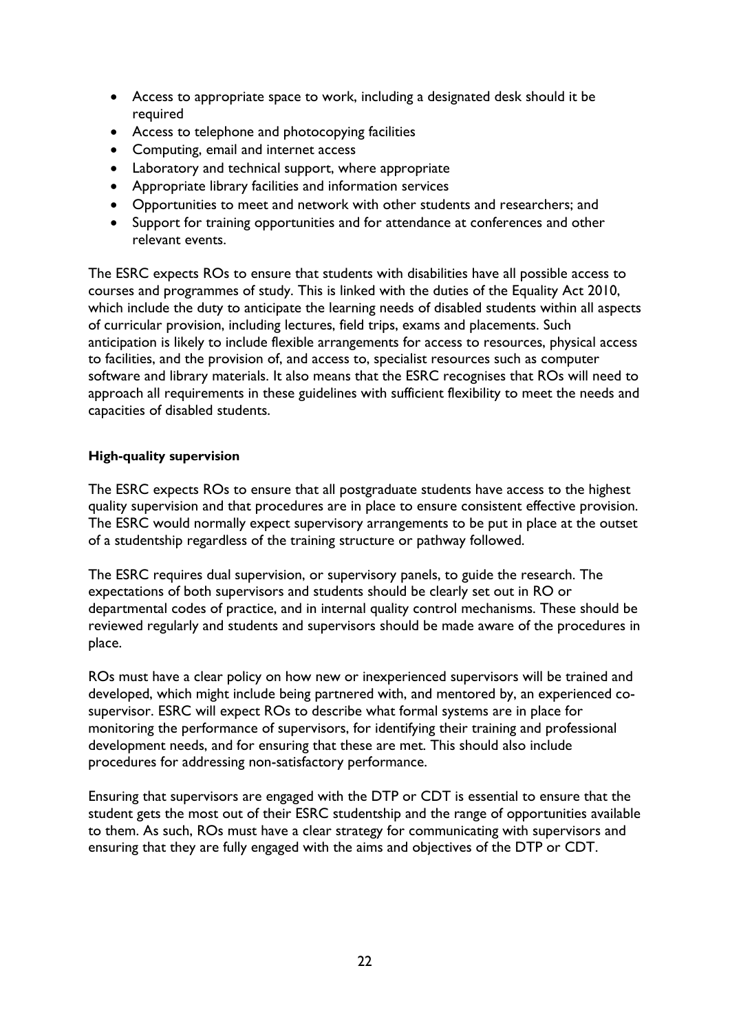- Access to appropriate space to work, including a designated desk should it be required
- Access to telephone and photocopying facilities
- Computing, email and internet access
- Laboratory and technical support, where appropriate
- Appropriate library facilities and information services
- Opportunities to meet and network with other students and researchers; and
- Support for training opportunities and for attendance at conferences and other relevant events.

The ESRC expects ROs to ensure that students with disabilities have all possible access to courses and programmes of study. This is linked with the duties of the Equality Act 2010, which include the duty to anticipate the learning needs of disabled students within all aspects of curricular provision, including lectures, field trips, exams and placements. Such anticipation is likely to include flexible arrangements for access to resources, physical access to facilities, and the provision of, and access to, specialist resources such as computer software and library materials. It also means that the ESRC recognises that ROs will need to approach all requirements in these guidelines with sufficient flexibility to meet the needs and capacities of disabled students.

**High-quality supervision**

The ESRC expects ROs to ensure that all postgraduate students have access to the highest quality supervision and that procedures are in place to ensure consistent effective provision. The ESRC would normally expect supervisory arrangements to be put in place at the outset of a studentship regardless of the training structure or pathway followed.

The ESRC requires dual supervision, or supervisory panels, to guide the research. The expectations of both supervisors and students should be clearly set out in RO or departmental codes of practice, and in internal quality control mechanisms. These should be reviewed regularly and students and supervisors should be made aware of the procedures in place.

ROs must have a clear policy on how new or inexperienced supervisors will be trained and developed, which might include being partnered with, and mentored by, an experienced co-supervisor. ESRC will expect ROs to describe what formal systems are in place for monitoring the performance of supervisors, for identifying their training and professional development needs, and for ensuring that these are met. This should also include procedures for addressing non-satisfactory performance.

Ensuring that supervisors are engaged with the DTP or CDT is essential to ensure that the student gets the most out of their ESRC studentship and the range of opportunities available to them. As such, ROs must have a clear strategy for communicating with supervisors and ensuring that they are fully engaged with the aims and objectives of the DTP or CDT.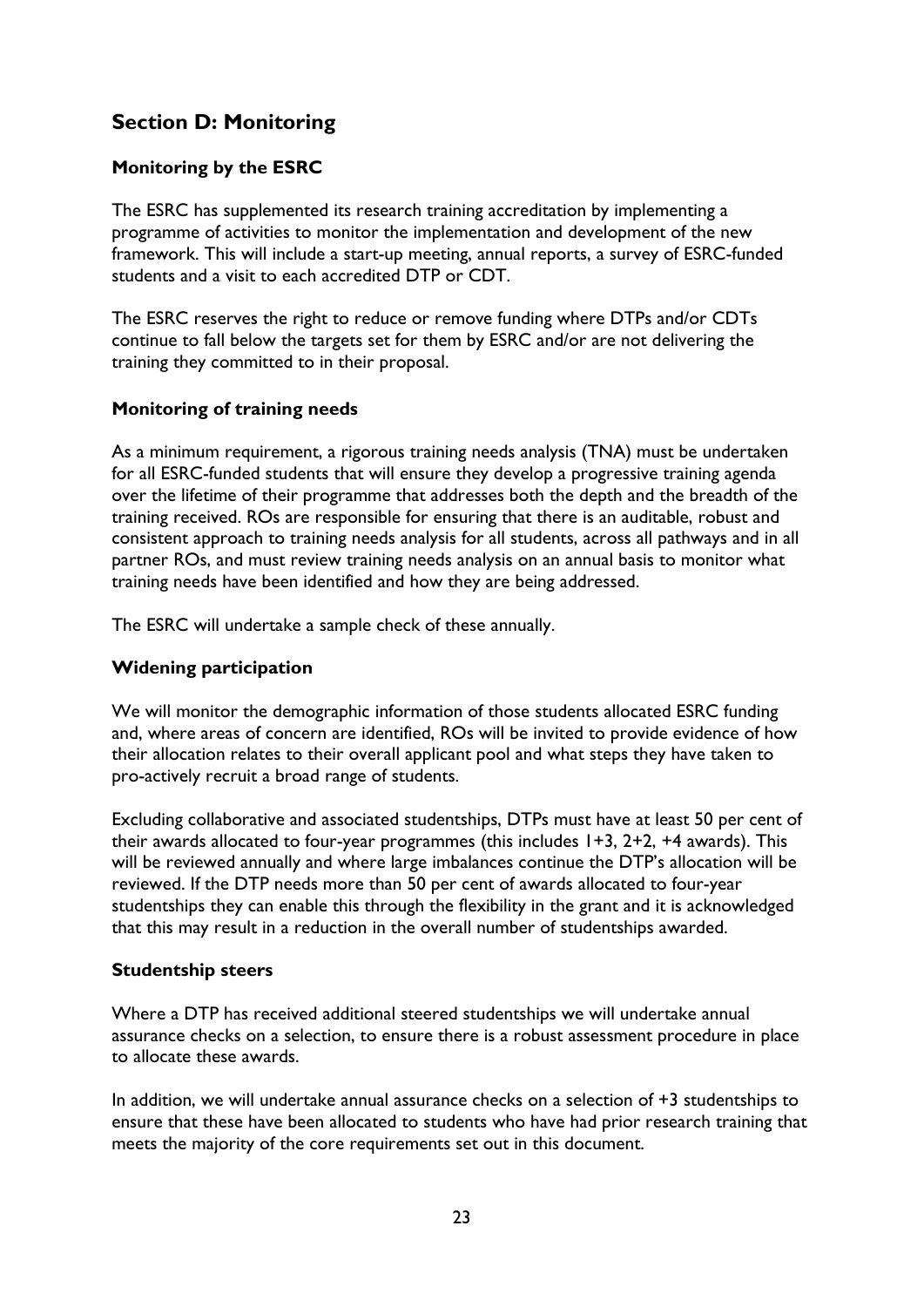## Section D: Monitoring

### Monitoring by the ESRC

The ESRC has supplemented its research training accreditation by implementing a programme of activities to monitor the implementation and development of the new framework. This will include a start-up meeting, annual reports, a survey of ESRC-funded students and a visit to each accredited DTP or CDT.

The ESRC reserves the right to reduce or remove funding where DTPs and/or CDTs continue to fall below the targets set for them by ESRC and/or are not delivering the training they committed to in their proposal.

### Monitoring of training needs

As a minimum requirement, a rigorous training needs analysis (TNA) must be undertaken for all ESRC-funded students that will ensure they develop a progressive training agenda over the lifetime of their programme that addresses both the depth and the breadth of the training received. ROs are responsible for ensuring that there is an auditable, robust and consistent approach to training needs analysis for all students, across all pathways and in all partner ROs, and must review training needs analysis on an annual basis to monitor what training needs have been identified and how they are being addressed.

The ESRC will undertake a sample check of these annually.

### Widening participation

We will monitor the demographic information of those students allocated ESRC funding and, where areas of concern are identified, ROs will be invited to provide evidence of how their allocation relates to their overall applicant pool and what steps they have taken to pro-actively recruit a broad range of students.

Excluding collaborative and associated studentships, DTPs must have at least 50 per cent of their awards allocated to four-year programmes (this includes 1+3, 2+2, +4 awards). This will be reviewed annually and where large imbalances continue the DTP's allocation will be reviewed. If the DTP needs more than 50 per cent of awards allocated to four-year studentships they can enable this through the flexibility in the grant and it is acknowledged that this may result in a reduction in the overall number of studentships awarded.

### Studentship steers

Where a DTP has received additional steered studentships we will undertake annual assurance checks on a selection, to ensure there is a robust assessment procedure in place to allocate these awards.

In addition, we will undertake annual assurance checks on a selection of +3 studentships to ensure that these have been allocated to students who have had prior research training that meets the majority of the core requirements set out in this document.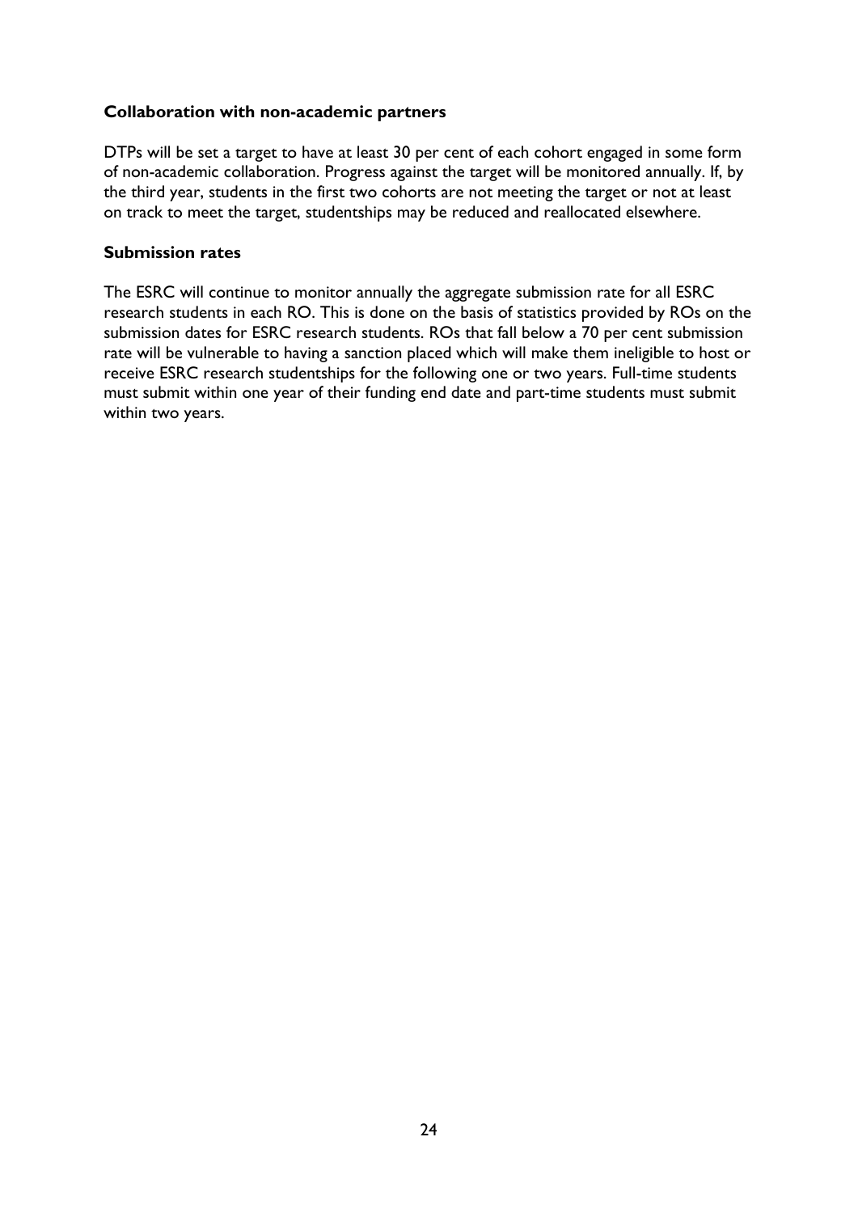**Collaboration with non-academic partners**

DTPs will be set a target to have at least 30 per cent of each cohort engaged in some form of non-academic collaboration. Progress against the target will be monitored annually. If, by the third year, students in the first two cohorts are not meeting the target or not at least on track to meet the target, studentships may be reduced and reallocated elsewhere.

**Submission rates**

The ESRC will continue to monitor annually the aggregate submission rate for all ESRC research students in each RO. This is done on the basis of statistics provided by ROs on the submission dates for ESRC research students. ROs that fall below a 70 per cent submission rate will be vulnerable to having a sanction placed which will make them ineligible to host or receive ESRC research studentships for the following one or two years. Full-time students must submit within one year of their funding end date and part-time students must submit within two years.